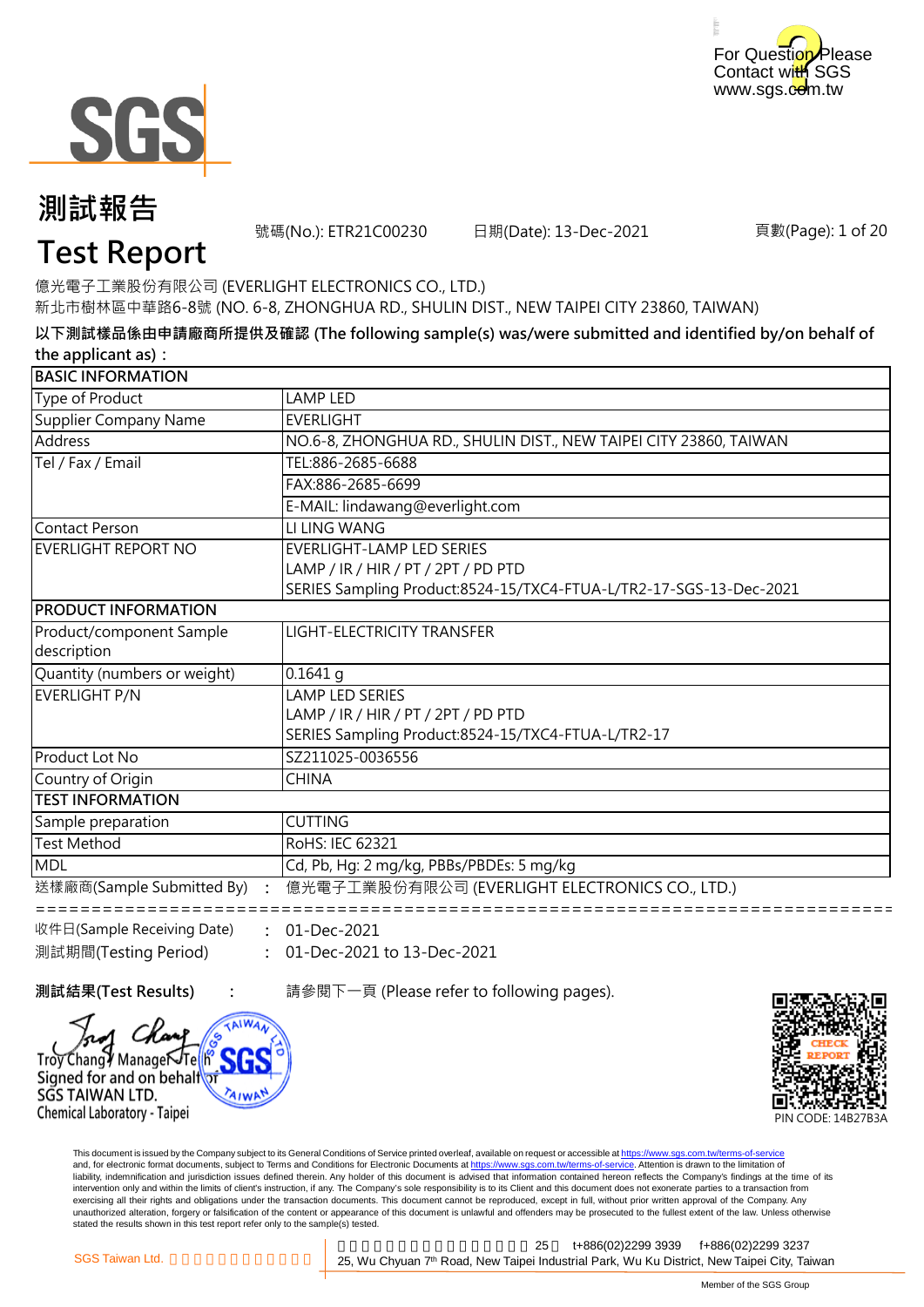For Question Please Contact with SGS
www.sgs.com.tw

# 測試報告
# Test Report

號碼(No.): ETR21C00230　　日期(Date): 13-Dec-2021　　頁數(Page): 1 of 20

億光電子工業股份有限公司 (EVERLIGHT ELECTRONICS CO., LTD.)
新北市樹林區中華路6-8號 (NO. 6-8, ZHONGHUA RD., SHULIN DIST., NEW TAIPEI CITY 23860, TAIWAN)

**以下測試樣品係由申請廠商所提供及確認 (The following sample(s) was/were submitted and identified by/on behalf of the applicant as)：**

| BASIC INFORMATION | |
|---|---|
| Type of Product | LAMP LED |
| Supplier Company Name | EVERLIGHT |
| Address | NO.6-8, ZHONGHUA RD., SHULIN DIST., NEW TAIPEI CITY 23860, TAIWAN |
| Tel / Fax / Email | TEL:886-2685-6688 |
| | FAX:886-2685-6699 |
| | E-MAIL: lindawang@everlight.com |
| Contact Person | LI LING WANG |
| EVERLIGHT REPORT NO | EVERLIGHT-LAMP LED SERIES<br>LAMP / IR / HIR / PT / 2PT / PD PTD<br>SERIES Sampling Product:8524-15/TXC4-FTUA-L/TR2-17-SGS-13-Dec-2021 |
| **PRODUCT INFORMATION** | |
| Product/component Sample description | LIGHT-ELECTRICITY TRANSFER |
| Quantity (numbers or weight) | 0.1641 g |
| EVERLIGHT P/N | LAMP LED SERIES<br>LAMP / IR / HIR / PT / 2PT / PD PTD<br>SERIES Sampling Product:8524-15/TXC4-FTUA-L/TR2-17 |
| Product Lot No | SZ211025-0036556 |
| Country of Origin | CHINA |
| **TEST INFORMATION** | |
| Sample preparation | CUTTING |
| Test Method | RoHS: IEC 62321 |
| MDL | Cd, Pb, Hg: 2 mg/kg, PBBs/PBDEs: 5 mg/kg |

送樣廠商(Sample Submitted By)　:　億光電子工業股份有限公司 (EVERLIGHT ELECTRONICS CO., LTD.)

收件日(Sample Receiving Date)　:　01-Dec-2021
測試期間(Testing Period)　:　01-Dec-2021 to 13-Dec-2021

**測試結果(Test Results)**　:　請參閱下一頁 (Please refer to following pages).

Troy Chang / Manager / Tech
Signed for and on behalf of
SGS TAIWAN LTD.
Chemical Laboratory - Taipei

PIN CODE: 14B27B3A

This document is issued by the Company subject to its General Conditions of Service printed overleaf, available on request or accessible at https://www.sgs.com.tw/terms-of-service and, for electronic format documents, subject to Terms and Conditions for Electronic Documents at https://www.sgs.com.tw/terms-of-service. Attention is drawn to the limitation of liability, indemnification and jurisdiction issues defined therein. Any holder of this document is advised that information contained hereon reflects the Company's findings at the time of its intervention only and within the limits of client's instruction, if any. The Company's sole responsibility is to its Client and this document does not exonerate parties to a transaction from exercising all their rights and obligations under the transaction documents. This document cannot be reproduced, except in full, without prior written approval of the Company. Any unauthorized alteration, forgery or falsification of the content or appearance of this document is unlawful and offenders may be prosecuted to the fullest extent of the law. Unless otherwise stated the results shown in this test report refer only to the sample(s) tested.

SGS Taiwan Ltd. 　25　t+886(02)2299 3939　f+886(02)2299 3237
25, Wu Chyuan 7th Road, New Taipei Industrial Park, Wu Ku District, New Taipei City, Taiwan

Member of the SGS Group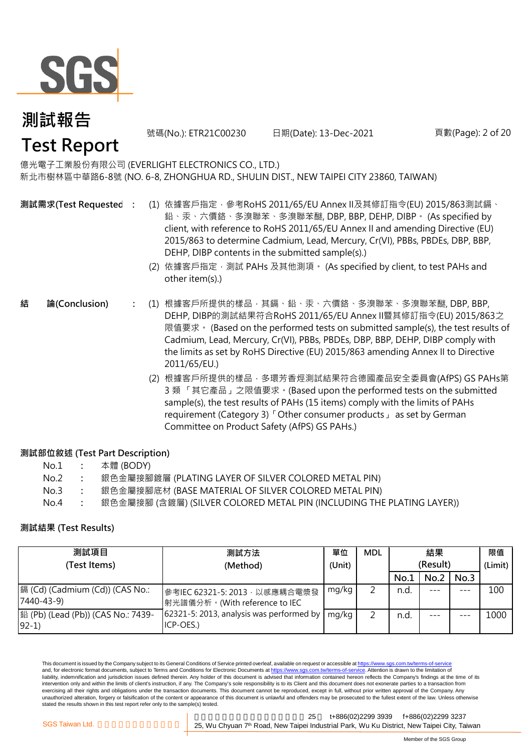# 測試報告
# Test Report

號碼(No.): ETR21C00230　日期(Date): 13-Dec-2021

億光電子工業股份有限公司 (EVERLIGHT ELECTRONICS CO., LTD.)
新北市樹林區中華路6-8號 (NO. 6-8, ZHONGHUA RD., SHULIN DIST., NEW TAIPEI CITY 23860, TAIWAN)

**測試需求(Test Requested :**

(1) 依據客戶指定，參考RoHS 2011/65/EU Annex II及其修訂指令(EU) 2015/863測試鎘、鉛、汞、六價鉻、多溴聯苯、多溴聯苯醚, DBP, BBP, DEHP, DIBP。 (As specified by client, with reference to RoHS 2011/65/EU Annex II and amending Directive (EU) 2015/863 to determine Cadmium, Lead, Mercury, Cr(VI), PBBs, PBDEs, DBP, BBP, DEHP, DIBP contents in the submitted sample(s).)

(2) 依據客戶指定，測試 PAHs 及其他測項。 (As specified by client, to test PAHs and other item(s).)

**結　論(Conclusion) :**

(1) 根據客戶所提供的樣品，其鎘、鉛、汞、六價鉻、多溴聯苯、多溴聯苯醚, DBP, BBP, DEHP, DIBP的測試結果符合RoHS 2011/65/EU Annex II暨其修訂指令(EU) 2015/863之限值要求。 (Based on the performed tests on submitted sample(s), the test results of Cadmium, Lead, Mercury, Cr(VI), PBBs, PBDEs, DBP, BBP, DEHP, DIBP comply with the limits as set by RoHS Directive (EU) 2015/863 amending Annex II to Directive 2011/65/EU.)

(2) 根據客戶所提供的樣品，多環芳香烴測試結果符合德國產品安全委員會(AfPS) GS PAHs第 3 類 「其它產品」之限值要求。(Based upon the performed tests on the submitted sample(s), the test results of PAHs (15 items) comply with the limits of PAHs requirement (Category 3)「Other consumer products」 as set by German Committee on Product Safety (AfPS) GS PAHs.)

**測試部位敘述 (Test Part Description)**

No.1　:　本體 (BODY)
No.2　:　銀色金屬接腳鍍層 (PLATING LAYER OF SILVER COLORED METAL PIN)
No.3　:　銀色金屬接腳底材 (BASE MATERIAL OF SILVER COLORED METAL PIN)
No.4　:　銀色金屬接腳 (含鍍層) (SILVER COLORED METAL PIN (INCLUDING THE PLATING LAYER))

**測試結果 (Test Results)**

| 測試項目 (Test Items) | 測試方法 (Method) | 單位 (Unit) | MDL | 結果 (Result) | | | 限值 (Limit) |
|---|---|---|---|---|---|---|---|
| | | | | No.1 | No.2 | No.3 | |
| 鎘 (Cd) (Cadmium (Cd)) (CAS No.: 7440-43-9) | 參考IEC 62321-5: 2013，以感應耦合電漿發射光譜儀分析。(With reference to IEC 62321-5: 2013, analysis was performed by ICP-OES.) | mg/kg | 2 | n.d. | --- | --- | 100 |
| 鉛 (Pb) (Lead (Pb)) (CAS No.: 7439-92-1) | | mg/kg | 2 | n.d. | --- | --- | 1000 |

This document is issued by the Company subject to its General Conditions of Service printed overleaf, available on request or accessible at https://www.sgs.com.tw/terms-of-service and, for electronic format documents, subject to Terms and Conditions for Electronic Documents at https://www.sgs.com.tw/terms-of-service. Attention is drawn to the limitation of liability, indemnification and jurisdiction issues defined therein. Any holder of this document is advised that information contained hereon reflects the Company's findings at the time of its intervention only and within the limits of client's instruction, if any. The Company's sole responsibility is to its Client and this document does not exonerate parties to a transaction from exercising all their rights and obligations under the transaction documents. This document cannot be reproduced, except in full, without prior written approval of the Company. Any unauthorized alteration, forgery or falsification of the content or appearance of this document is unlawful and offenders may be prosecuted to the fullest extent of the law. Unless otherwise stated the results shown in this test report refer only to the sample(s) tested.

SGS Taiwan Ltd. 25, Wu Chyuan 7th Road, New Taipei Industrial Park, Wu Ku District, New Taipei City, Taiwan t+886(02)2299 3939 f+886(02)2299 3237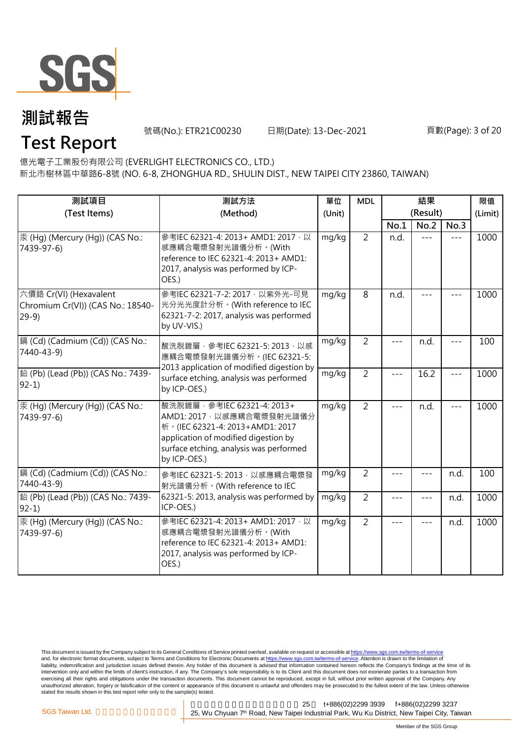# 測試報告
# Test Report

號碼(No.): ETR21C00230 日期(Date): 13-Dec-2021

億光電子工業股份有限公司 (EVERLIGHT ELECTRONICS CO., LTD.)
新北市樹林區中華路6-8號 (NO. 6-8, ZHONGHUA RD., SHULIN DIST., NEW TAIPEI CITY 23860, TAIWAN)

| 測試項目 (Test Items) | 測試方法 (Method) | 單位 (Unit) | MDL | 結果 (Result) | | | 限值 (Limit) |
|---|---|---|---|---|---|---|---|
| | | | | No.1 | No.2 | No.3 | |
| 汞 (Hg) (Mercury (Hg)) (CAS No.: 7439-97-6) | 參考IEC 62321-4: 2013+ AMD1: 2017，以感應耦合電漿發射光譜儀分析。(With reference to IEC 62321-4: 2013+ AMD1: 2017, analysis was performed by ICP-OES.) | mg/kg | 2 | n.d. | --- | --- | 1000 |
| 六價鉻 Cr(VI) (Hexavalent Chromium Cr(VI)) (CAS No.: 18540-29-9) | 參考IEC 62321-7-2: 2017，以紫外光-可見光分光光度計分析。(With reference to IEC 62321-7-2: 2017, analysis was performed by UV-VIS.) | mg/kg | 8 | n.d. | --- | --- | 1000 |
| 鎘 (Cd) (Cadmium (Cd)) (CAS No.: 7440-43-9) | 酸洗脫鍍層，參考IEC 62321-5: 2013，以感應耦合電漿發射光譜儀分析。(IEC 62321-5: 2013 application of modified digestion by surface etching, analysis was performed by ICP-OES.) | mg/kg | 2 | --- | n.d. | --- | 100 |
| 鉛 (Pb) (Lead (Pb)) (CAS No.: 7439-92-1) | | mg/kg | 2 | --- | 16.2 | --- | 1000 |
| 汞 (Hg) (Mercury (Hg)) (CAS No.: 7439-97-6) | 酸洗脫鍍層，參考IEC 62321-4: 2013+ AMD1: 2017，以感應耦合電漿發射光譜儀分析。(IEC 62321-4: 2013+AMD1: 2017 application of modified digestion by surface etching, analysis was performed by ICP-OES.) | mg/kg | 2 | --- | n.d. | --- | 1000 |
| 鎘 (Cd) (Cadmium (Cd)) (CAS No.: 7440-43-9) | 參考IEC 62321-5: 2013，以感應耦合電漿發射光譜儀分析。(With reference to IEC 62321-5: 2013, analysis was performed by ICP-OES.) | mg/kg | 2 | --- | --- | n.d. | 100 |
| 鉛 (Pb) (Lead (Pb)) (CAS No.: 7439-92-1) | | mg/kg | 2 | --- | --- | n.d. | 1000 |
| 汞 (Hg) (Mercury (Hg)) (CAS No.: 7439-97-6) | 參考IEC 62321-4: 2013+ AMD1: 2017，以感應耦合電漿發射光譜儀分析。(With reference to IEC 62321-4: 2013+ AMD1: 2017, analysis was performed by ICP-OES.) | mg/kg | 2 | --- | --- | n.d. | 1000 |

This document is issued by the Company subject to its General Conditions of Service printed overleaf, available on request or accessible at https://www.sgs.com.tw/terms-of-service and, for electronic format documents, subject to Terms and Conditions for Electronic Documents at https://www.sgs.com.tw/terms-of-service. Attention is drawn to the limitation of liability, indemnification and jurisdiction issues defined therein. Any holder of this document is advised that information contained hereon reflects the Company's findings at the time of its intervention only and within the limits of client's instruction, if any. The Company's sole responsibility is to its Client and this document does not exonerate parties to a transaction from exercising all their rights and obligations under the transaction documents. This document cannot be reproduced, except in full, without prior written approval of the Company. Any unauthorized alteration, forgery or falsification of the content or appearance of this document is unlawful and offenders may be prosecuted to the fullest extent of the law. Unless otherwise stated the results shown in this test report refer only to the sample(s) tested.

SGS Taiwan Ltd. 25 t+886(02)2299 3939 f+886(02)2299 3237
25, Wu Chyuan 7th Road, New Taipei Industrial Park, Wu Ku District, New Taipei City, Taiwan

Member of the SGS Group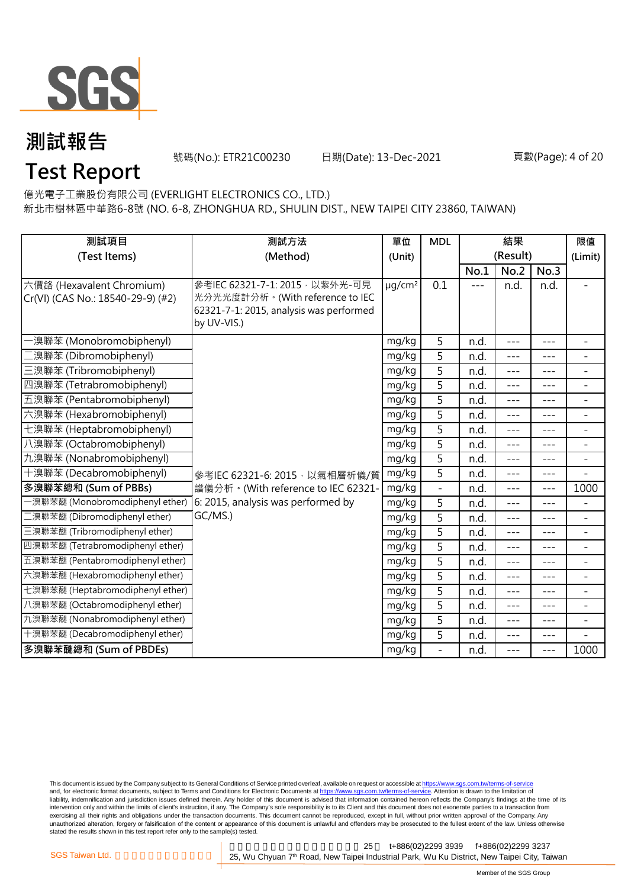# 測試報告

# Test Report

號碼(No.): ETR21C00230　　日期(Date): 13-Dec-2021

億光電子工業股份有限公司 (EVERLIGHT ELECTRONICS CO., LTD.)
新北市樹林區中華路6-8號 (NO. 6-8, ZHONGHUA RD., SHULIN DIST., NEW TAIPEI CITY 23860, TAIWAN)

| 測試項目 (Test Items) | 測試方法 (Method) | 單位 (Unit) | MDL | 結果 (Result) | | | 限值 (Limit) |
|---|---|---|---|---|---|---|---|
| | | | | No.1 | No.2 | No.3 | |
| 六價鉻 (Hexavalent Chromium) Cr(VI) (CAS No.: 18540-29-9) (#2) | 參考IEC 62321-7-1: 2015，以紫外光-可見光分光光度計分析。(With reference to IEC 62321-7-1: 2015, analysis was performed by UV-VIS.) | μg/cm² | 0.1 | --- | n.d. | n.d. | - |
| 一溴聯苯 (Monobromobiphenyl) | 參考IEC 62321-6: 2015，以氣相層析儀/質譜儀分析。(With reference to IEC 62321-6: 2015, analysis was performed by GC/MS.) | mg/kg | 5 | n.d. | --- | --- | - |
| 二溴聯苯 (Dibromobiphenyl) | | mg/kg | 5 | n.d. | --- | --- | - |
| 三溴聯苯 (Tribromobiphenyl) | | mg/kg | 5 | n.d. | --- | --- | - |
| 四溴聯苯 (Tetrabromobiphenyl) | | mg/kg | 5 | n.d. | --- | --- | - |
| 五溴聯苯 (Pentabromobiphenyl) | | mg/kg | 5 | n.d. | --- | --- | - |
| 六溴聯苯 (Hexabromobiphenyl) | | mg/kg | 5 | n.d. | --- | --- | - |
| 七溴聯苯 (Heptabromobiphenyl) | | mg/kg | 5 | n.d. | --- | --- | - |
| 八溴聯苯 (Octabromobiphenyl) | | mg/kg | 5 | n.d. | --- | --- | - |
| 九溴聯苯 (Nonabromobiphenyl) | | mg/kg | 5 | n.d. | --- | --- | - |
| 十溴聯苯 (Decabromobiphenyl) | | mg/kg | 5 | n.d. | --- | --- | - |
| **多溴聯苯總和 (Sum of PBBs)** | | mg/kg | - | n.d. | --- | --- | 1000 |
| 一溴聯苯醚 (Monobromodiphenyl ether) | | mg/kg | 5 | n.d. | --- | --- | - |
| 二溴聯苯醚 (Dibromodiphenyl ether) | | mg/kg | 5 | n.d. | --- | --- | - |
| 三溴聯苯醚 (Tribromodiphenyl ether) | | mg/kg | 5 | n.d. | --- | --- | - |
| 四溴聯苯醚 (Tetrabromodiphenyl ether) | | mg/kg | 5 | n.d. | --- | --- | - |
| 五溴聯苯醚 (Pentabromodiphenyl ether) | | mg/kg | 5 | n.d. | --- | --- | - |
| 六溴聯苯醚 (Hexabromodiphenyl ether) | | mg/kg | 5 | n.d. | --- | --- | - |
| 七溴聯苯醚 (Heptabromodiphenyl ether) | | mg/kg | 5 | n.d. | --- | --- | - |
| 八溴聯苯醚 (Octabromodiphenyl ether) | | mg/kg | 5 | n.d. | --- | --- | - |
| 九溴聯苯醚 (Nonabromodiphenyl ether) | | mg/kg | 5 | n.d. | --- | --- | - |
| 十溴聯苯醚 (Decabromodiphenyl ether) | | mg/kg | 5 | n.d. | --- | --- | - |
| **多溴聯苯醚總和 (Sum of PBDEs)** | | mg/kg | - | n.d. | --- | --- | 1000 |

This document is issued by the Company subject to its General Conditions of Service printed overleaf, available on request or accessible at https://www.sgs.com.tw/terms-of-service and, for electronic format documents, subject to Terms and Conditions for Electronic Documents at https://www.sgs.com.tw/terms-of-service. Attention is drawn to the limitation of liability, indemnification and jurisdiction issues defined therein. Any holder of this document is advised that information contained hereon reflects the Company's findings at the time of its intervention only and within the limits of client's instruction, if any. The Company's sole responsibility is to its Client and this document does not exonerate parties to a transaction from exercising all their rights and obligations under the transaction documents. This document cannot be reproduced, except in full, without prior written approval of the Company. Any unauthorized alteration, forgery or falsification of the content or appearance of this document is unlawful and offenders may be prosecuted to the fullest extent of the law. Unless otherwise stated the results shown in this test report refer only to the sample(s) tested.

SGS Taiwan Ltd. 25 t+886(02)2299 3939 f+886(02)2299 3237
25, Wu Chyuan 7th Road, New Taipei Industrial Park, Wu Ku District, New Taipei City, Taiwan

Member of the SGS Group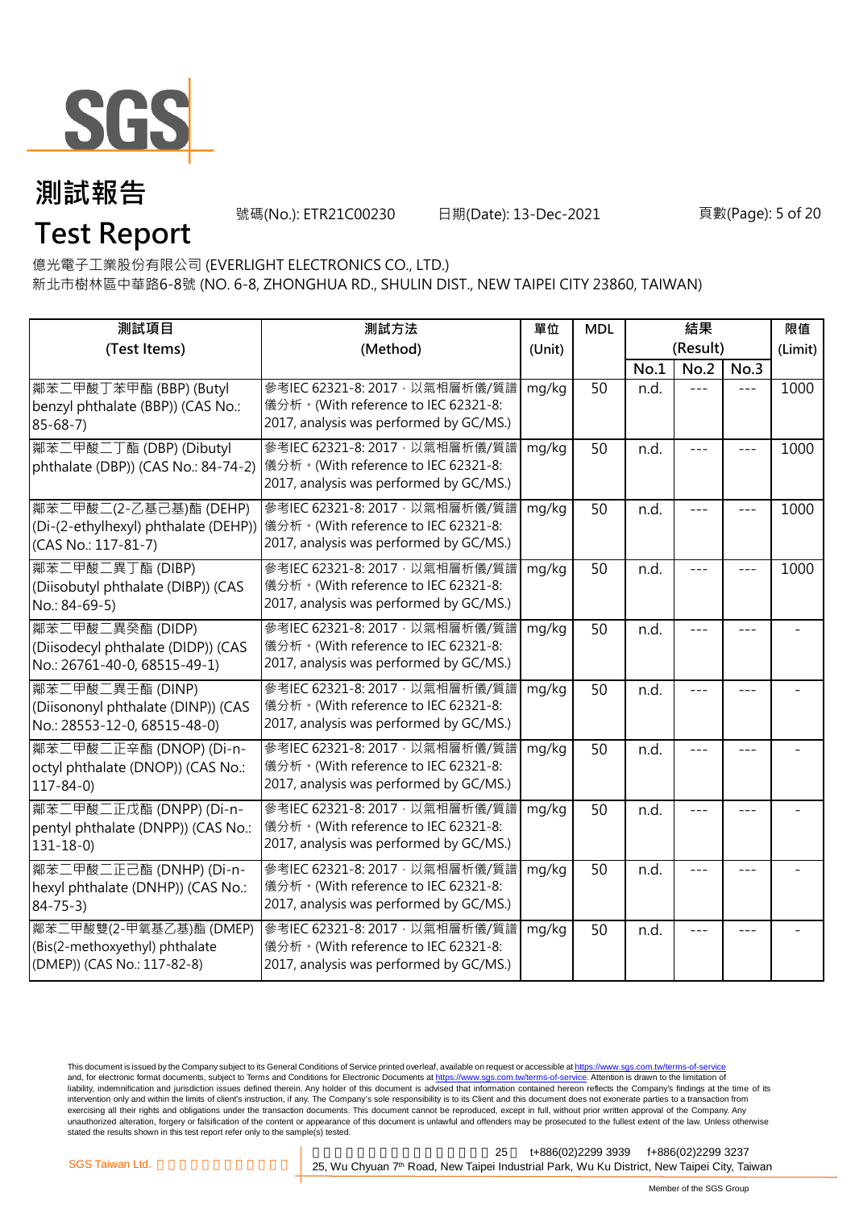# 測試報告

# Test Report

號碼(No.): ETR21C00230　　日期(Date): 13-Dec-2021

億光電子工業股份有限公司 (EVERLIGHT ELECTRONICS CO., LTD.)

新北市樹林區中華路6-8號 (NO. 6-8, ZHONGHUA RD., SHULIN DIST., NEW TAIPEI CITY 23860, TAIWAN)

| 測試項目 (Test Items) | 測試方法 (Method) | 單位 (Unit) | MDL | 結果 (Result) | | | 限值 (Limit) |
|---|---|---|---|---|---|---|---|
| | | | | No.1 | No.2 | No.3 | |
| 鄰苯二甲酸丁苯甲酯 (BBP) (Butyl benzyl phthalate (BBP)) (CAS No.: 85-68-7) | 參考IEC 62321-8: 2017，以氣相層析儀/質譜儀分析。(With reference to IEC 62321-8: 2017, analysis was performed by GC/MS.) | mg/kg | 50 | n.d. | --- | --- | 1000 |
| 鄰苯二甲酸二丁酯 (DBP) (Dibutyl phthalate (DBP)) (CAS No.: 84-74-2) | 參考IEC 62321-8: 2017，以氣相層析儀/質譜儀分析。(With reference to IEC 62321-8: 2017, analysis was performed by GC/MS.) | mg/kg | 50 | n.d. | --- | --- | 1000 |
| 鄰苯二甲酸二(2-乙基己基)酯 (DEHP) (Di-(2-ethylhexyl) phthalate (DEHP)) (CAS No.: 117-81-7) | 參考IEC 62321-8: 2017，以氣相層析儀/質譜儀分析。(With reference to IEC 62321-8: 2017, analysis was performed by GC/MS.) | mg/kg | 50 | n.d. | --- | --- | 1000 |
| 鄰苯二甲酸二異丁酯 (DIBP) (Diisobutyl phthalate (DIBP)) (CAS No.: 84-69-5) | 參考IEC 62321-8: 2017，以氣相層析儀/質譜儀分析。(With reference to IEC 62321-8: 2017, analysis was performed by GC/MS.) | mg/kg | 50 | n.d. | --- | --- | 1000 |
| 鄰苯二甲酸二異癸酯 (DIDP) (Diisodecyl phthalate (DIDP)) (CAS No.: 26761-40-0, 68515-49-1) | 參考IEC 62321-8: 2017，以氣相層析儀/質譜儀分析。(With reference to IEC 62321-8: 2017, analysis was performed by GC/MS.) | mg/kg | 50 | n.d. | --- | --- | - |
| 鄰苯二甲酸二異壬酯 (DINP) (Diisononyl phthalate (DINP)) (CAS No.: 28553-12-0, 68515-48-0) | 參考IEC 62321-8: 2017，以氣相層析儀/質譜儀分析。(With reference to IEC 62321-8: 2017, analysis was performed by GC/MS.) | mg/kg | 50 | n.d. | --- | --- | - |
| 鄰苯二甲酸二正辛酯 (DNOP) (Di-n-octyl phthalate (DNOP)) (CAS No.: 117-84-0) | 參考IEC 62321-8: 2017，以氣相層析儀/質譜儀分析。(With reference to IEC 62321-8: 2017, analysis was performed by GC/MS.) | mg/kg | 50 | n.d. | --- | --- | - |
| 鄰苯二甲酸二正戊酯 (DNPP) (Di-n-pentyl phthalate (DNPP)) (CAS No.: 131-18-0) | 參考IEC 62321-8: 2017，以氣相層析儀/質譜儀分析。(With reference to IEC 62321-8: 2017, analysis was performed by GC/MS.) | mg/kg | 50 | n.d. | --- | --- | - |
| 鄰苯二甲酸二正己酯 (DNHP) (Di-n-hexyl phthalate (DNHP)) (CAS No.: 84-75-3) | 參考IEC 62321-8: 2017，以氣相層析儀/質譜儀分析。(With reference to IEC 62321-8: 2017, analysis was performed by GC/MS.) | mg/kg | 50 | n.d. | --- | --- | - |
| 鄰苯二甲酸雙(2-甲氧基乙基)酯 (DMEP) (Bis(2-methoxyethyl) phthalate (DMEP)) (CAS No.: 117-82-8) | 參考IEC 62321-8: 2017，以氣相層析儀/質譜儀分析。(With reference to IEC 62321-8: 2017, analysis was performed by GC/MS.) | mg/kg | 50 | n.d. | --- | --- | - |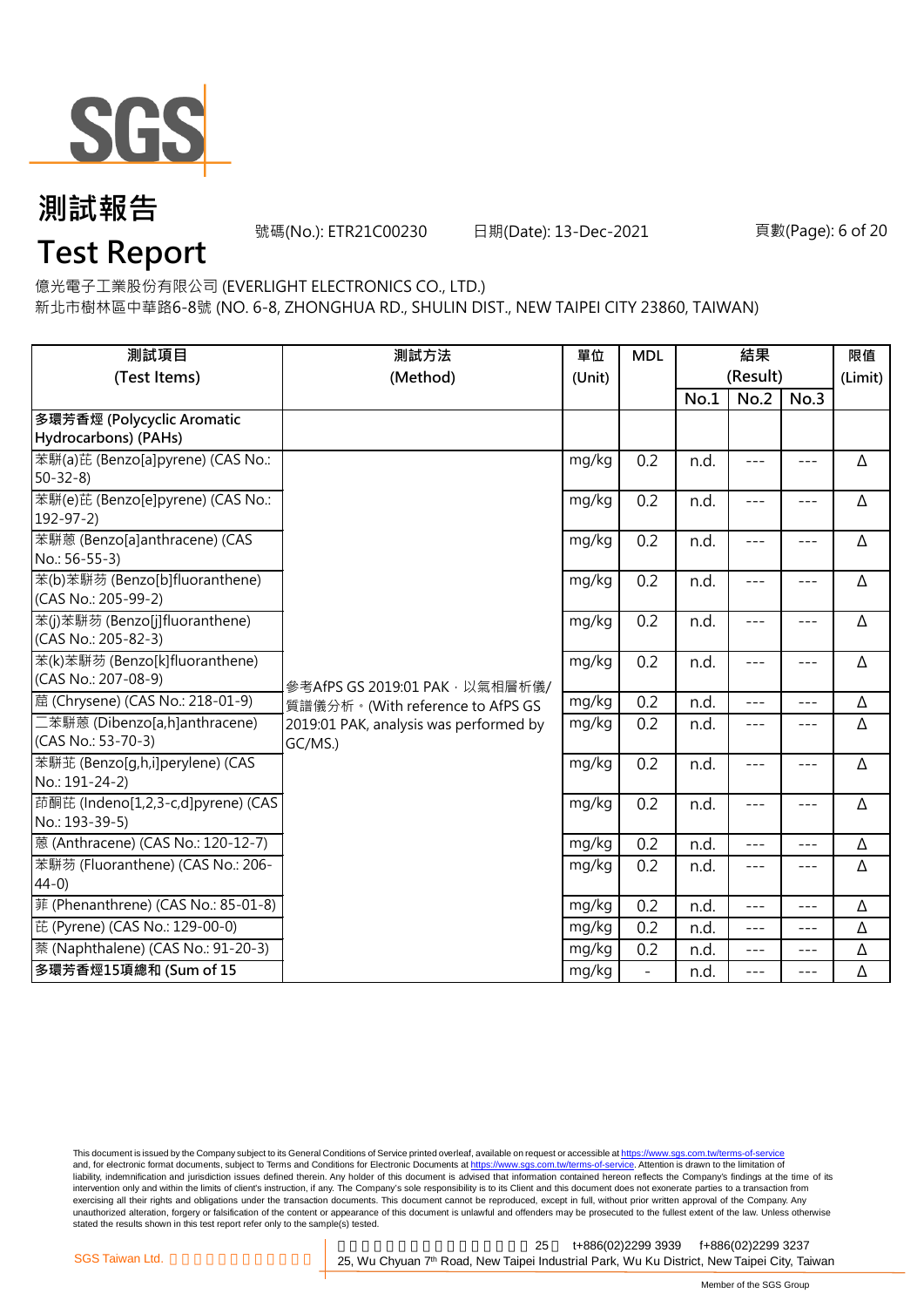# 測試報告

# Test Report

號碼(No.): ETR21C00230　　日期(Date): 13-Dec-2021

億光電子工業股份有限公司 (EVERLIGHT ELECTRONICS CO., LTD.)

新北市樹林區中華路6-8號 (NO. 6-8, ZHONGHUA RD., SHULIN DIST., NEW TAIPEI CITY 23860, TAIWAN)

| 測試項目 (Test Items) | 測試方法 (Method) | 單位 (Unit) | MDL | 結果 (Result) | | | 限值 (Limit) |
|---|---|---|---|---|---|---|---|
| | | | | No.1 | No.2 | No.3 | |
| **多環芳香烴 (Polycyclic Aromatic Hydrocarbons) (PAHs)** | | | | | | | |
| 苯駢(a)芘 (Benzo[a]pyrene) (CAS No.: 50-32-8) | 參考AfPS GS 2019:01 PAK，以氣相層析儀/質譜儀分析。(With reference to AfPS GS 2019:01 PAK, analysis was performed by GC/MS.) | mg/kg | 0.2 | n.d. | --- | --- | Δ |
| 苯駢(e)芘 (Benzo[e]pyrene) (CAS No.: 192-97-2) | | mg/kg | 0.2 | n.d. | --- | --- | Δ |
| 苯駢蒽 (Benzo[a]anthracene) (CAS No.: 56-55-3) | | mg/kg | 0.2 | n.d. | --- | --- | Δ |
| 苯(b)苯駢芴 (Benzo[b]fluoranthene) (CAS No.: 205-99-2) | | mg/kg | 0.2 | n.d. | --- | --- | Δ |
| 苯(j)苯駢芴 (Benzo[j]fluoranthene) (CAS No.: 205-82-3) | | mg/kg | 0.2 | n.d. | --- | --- | Δ |
| 苯(k)苯駢芴 (Benzo[k]fluoranthene) (CAS No.: 207-08-9) | | mg/kg | 0.2 | n.d. | --- | --- | Δ |
| 䓛 (Chrysene) (CAS No.: 218-01-9) | | mg/kg | 0.2 | n.d. | --- | --- | Δ |
| 二苯駢蒽 (Dibenzo[a,h]anthracene) (CAS No.: 53-70-3) | | mg/kg | 0.2 | n.d. | --- | --- | Δ |
| 苯駢苝 (Benzo[g,h,i]perylene) (CAS No.: 191-24-2) | | mg/kg | 0.2 | n.d. | --- | --- | Δ |
| 茚酮芘 (Indeno[1,2,3-c,d]pyrene) (CAS No.: 193-39-5) | | mg/kg | 0.2 | n.d. | --- | --- | Δ |
| 蒽 (Anthracene) (CAS No.: 120-12-7) | | mg/kg | 0.2 | n.d. | --- | --- | Δ |
| 苯駢芴 (Fluoranthene) (CAS No.: 206-44-0) | | mg/kg | 0.2 | n.d. | --- | --- | Δ |
| 菲 (Phenanthrene) (CAS No.: 85-01-8) | | mg/kg | 0.2 | n.d. | --- | --- | Δ |
| 芘 (Pyrene) (CAS No.: 129-00-0) | | mg/kg | 0.2 | n.d. | --- | --- | Δ |
| 萘 (Naphthalene) (CAS No.: 91-20-3) | | mg/kg | 0.2 | n.d. | --- | --- | Δ |
| **多環芳香烴15項總和 (Sum of 15** | | mg/kg | - | n.d. | --- | --- | Δ |

This document is issued by the Company subject to its General Conditions of Service printed overleaf, available on request or accessible at https://www.sgs.com.tw/terms-of-service and, for electronic format documents, subject to Terms and Conditions for Electronic Documents at https://www.sgs.com.tw/terms-of-service. Attention is drawn to the limitation of liability, indemnification and jurisdiction issues defined therein. Any holder of this document is advised that information contained hereon reflects the Company's findings at the time of its intervention only and within the limits of client's instruction, if any. The Company's sole responsibility is to its Client and this document does not exonerate parties to a transaction from exercising all their rights and obligations under the transaction documents. This document cannot be reproduced, except in full, without prior written approval of the Company. Any unauthorized alteration, forgery or falsification of the content or appearance of this document is unlawful and offenders may be prosecuted to the fullest extent of the law. Unless otherwise stated the results shown in this test report refer only to the sample(s) tested.

SGS Taiwan Ltd. | 25 t+886(02)2299 3939 f+886(02)2299 3237 | 25, Wu Chyuan 7th Road, New Taipei Industrial Park, Wu Ku District, New Taipei City, Taiwan

Member of the SGS Group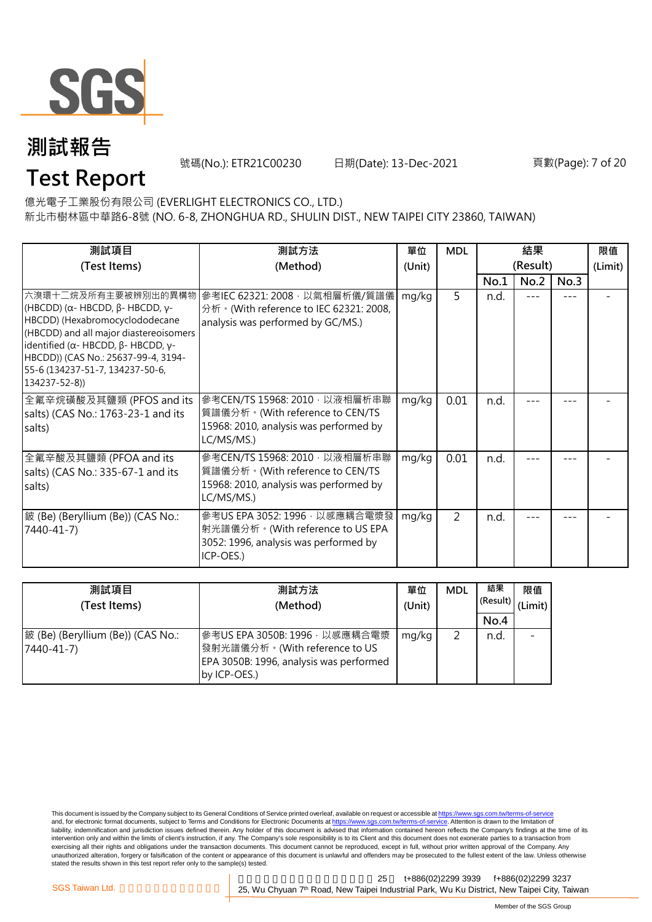# 測試報告

# Test Report

號碼(No.): ETR21C00230 日期(Date): 13-Dec-2021

億光電子工業股份有限公司 (EVERLIGHT ELECTRONICS CO., LTD.)
新北市樹林區中華路6-8號 (NO. 6-8, ZHONGHUA RD., SHULIN DIST., NEW TAIPEI CITY 23860, TAIWAN)

| 測試項目 (Test Items) | 測試方法 (Method) | 單位 (Unit) | MDL | 結果 (Result) | | | 限值 (Limit) |
|---|---|---|---|---|---|---|---|
| | | | | No.1 | No.2 | No.3 | |
| 六溴環十二烷及所有主要被辨別出的異構物 (HBCDD) (α- HBCDD, β- HBCDD, γ- HBCDD) (Hexabromocyclododecane (HBCDD) and all major diastereoisomers identified (α- HBCDD, β- HBCDD, γ- HBCDD)) (CAS No.: 25637-99-4, 3194-55-6 (134237-51-7, 134237-50-6, 134237-52-8)) | 參考IEC 62321: 2008，以氣相層析儀/質譜儀分析。(With reference to IEC 62321: 2008, analysis was performed by GC/MS.) | mg/kg | 5 | n.d. | --- | --- | - |
| 全氟辛烷磺酸及其鹽類 (PFOS and its salts) (CAS No.: 1763-23-1 and its salts) | 參考CEN/TS 15968: 2010，以液相層析串聯質譜儀分析。(With reference to CEN/TS 15968: 2010, analysis was performed by LC/MS/MS.) | mg/kg | 0.01 | n.d. | --- | --- | - |
| 全氟辛酸及其鹽類 (PFOA and its salts) (CAS No.: 335-67-1 and its salts) | 參考CEN/TS 15968: 2010，以液相層析串聯質譜儀分析。(With reference to CEN/TS 15968: 2010, analysis was performed by LC/MS/MS.) | mg/kg | 0.01 | n.d. | --- | --- | - |
| 鈹 (Be) (Beryllium (Be)) (CAS No.: 7440-41-7) | 參考US EPA 3052: 1996，以感應耦合電漿發射光譜儀分析。(With reference to US EPA 3052: 1996, analysis was performed by ICP-OES.) | mg/kg | 2 | n.d. | --- | --- | - |

| 測試項目 (Test Items) | 測試方法 (Method) | 單位 (Unit) | MDL | 結果 (Result) | 限值 (Limit) |
|---|---|---|---|---|---|
| | | | | No.4 | |
| 鈹 (Be) (Beryllium (Be)) (CAS No.: 7440-41-7) | 參考US EPA 3050B: 1996，以感應耦合電漿發射光譜儀分析。(With reference to US EPA 3050B: 1996, analysis was performed by ICP-OES.) | mg/kg | 2 | n.d. | - |

This document is issued by the Company subject to its General Conditions of Service printed overleaf, available on request or accessible at https://www.sgs.com.tw/terms-of-service and, for electronic format documents, subject to Terms and Conditions for Electronic Documents at https://www.sgs.com.tw/terms-of-service. Attention is drawn to the limitation of liability, indemnification and jurisdiction issues defined therein. Any holder of this document is advised that information contained hereon reflects the Company's findings at the time of its intervention only and within the limits of client's instruction, if any. The Company's sole responsibility is to its Client and this document does not exonerate parties to a transaction from exercising all their rights and obligations under the transaction documents. This document cannot be reproduced, except in full, without prior written approval of the Company. Any unauthorized alteration, forgery or falsification of the content or appearance of this document is unlawful and offenders may be prosecuted to the fullest extent of the law. Unless otherwise stated the results shown in this test report refer only to the sample(s) tested.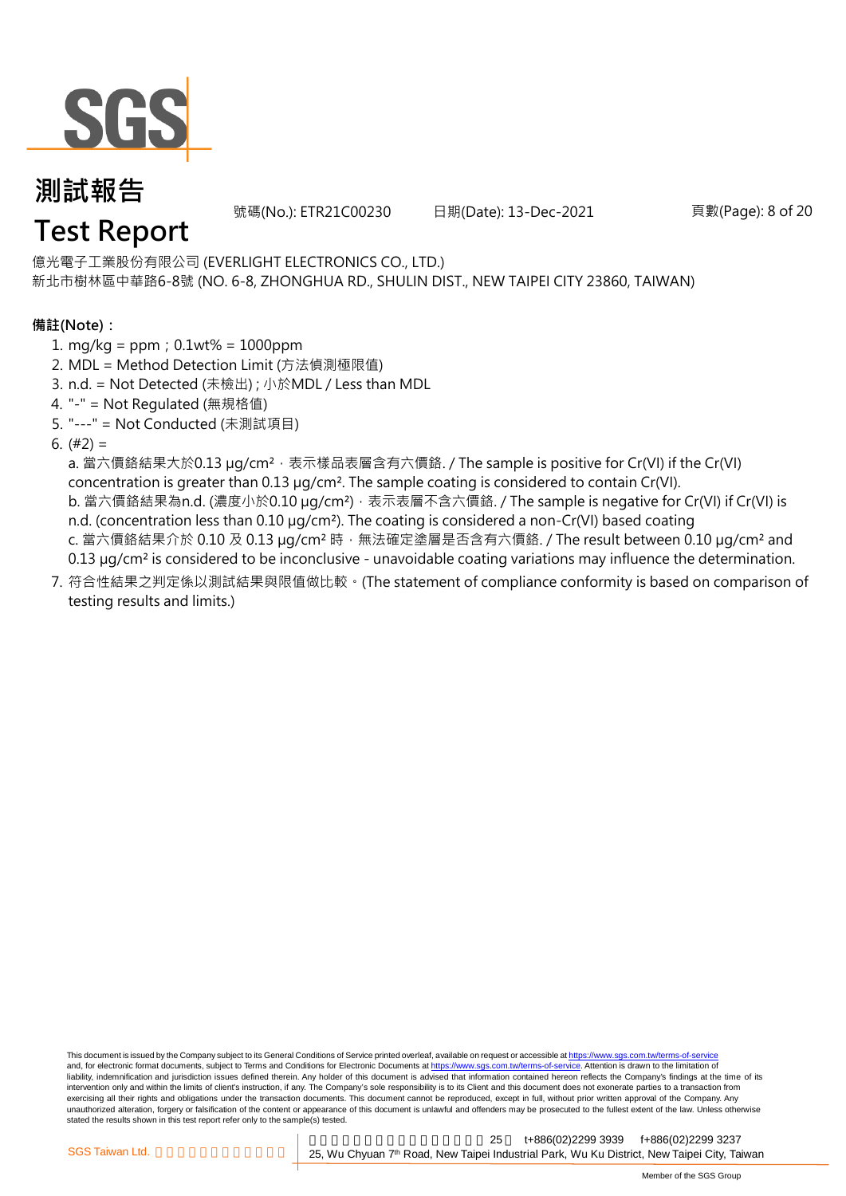# 測試報告

# Test Report

號碼(No.): ETR21C00230 日期(Date): 13-Dec-2021

億光電子工業股份有限公司 (EVERLIGHT ELECTRONICS CO., LTD.)
新北市樹林區中華路6-8號 (NO. 6-8, ZHONGHUA RD., SHULIN DIST., NEW TAIPEI CITY 23860, TAIWAN)

**備註(Note)：**

1. mg/kg = ppm；0.1wt% = 1000ppm
2. MDL = Method Detection Limit (方法偵測極限值)
3. n.d. = Not Detected (未檢出) ; 小於MDL / Less than MDL
4. "-" = Not Regulated (無規格值)
5. "---" = Not Conducted (未測試項目)
6. (#2) =
   a. 當六價鉻結果大於0.13 µg/cm²，表示樣品表層含有六價鉻. / The sample is positive for Cr(VI) if the Cr(VI) concentration is greater than 0.13 µg/cm². The sample coating is considered to contain Cr(VI).
   b. 當六價鉻結果為n.d. (濃度小於0.10 µg/cm²)，表示表層不含六價鉻. / The sample is negative for Cr(VI) if Cr(VI) is n.d. (concentration less than 0.10 µg/cm²). The coating is considered a non-Cr(VI) based coating
   c. 當六價鉻結果介於 0.10 及 0.13 µg/cm² 時，無法確定塗層是否含有六價鉻. / The result between 0.10 µg/cm² and 0.13 µg/cm² is considered to be inconclusive - unavoidable coating variations may influence the determination.
7. 符合性結果之判定係以測試結果與限值做比較。(The statement of compliance conformity is based on comparison of testing results and limits.)

This document is issued by the Company subject to its General Conditions of Service printed overleaf, available on request or accessible at https://www.sgs.com.tw/terms-of-service and, for electronic format documents, subject to Terms and Conditions for Electronic Documents at https://www.sgs.com.tw/terms-of-service. Attention is drawn to the limitation of liability, indemnification and jurisdiction issues defined therein. Any holder of this document is advised that information contained hereon reflects the Company's findings at the time of its intervention only and within the limits of client's instruction, if any. The Company's sole responsibility is to its Client and this document does not exonerate parties to a transaction from exercising all their rights and obligations under the transaction documents. This document cannot be reproduced, except in full, without prior written approval of the Company. Any unauthorized alteration, forgery or falsification of the content or appearance of this document is unlawful and offenders may be prosecuted to the fullest extent of the law. Unless otherwise stated the results shown in this test report refer only to the sample(s) tested.

SGS Taiwan Ltd. 25, Wu Chyuan 7th Road, New Taipei Industrial Park, Wu Ku District, New Taipei City, Taiwan t+886(02)2299 3939 f+886(02)2299 3237

Member of the SGS Group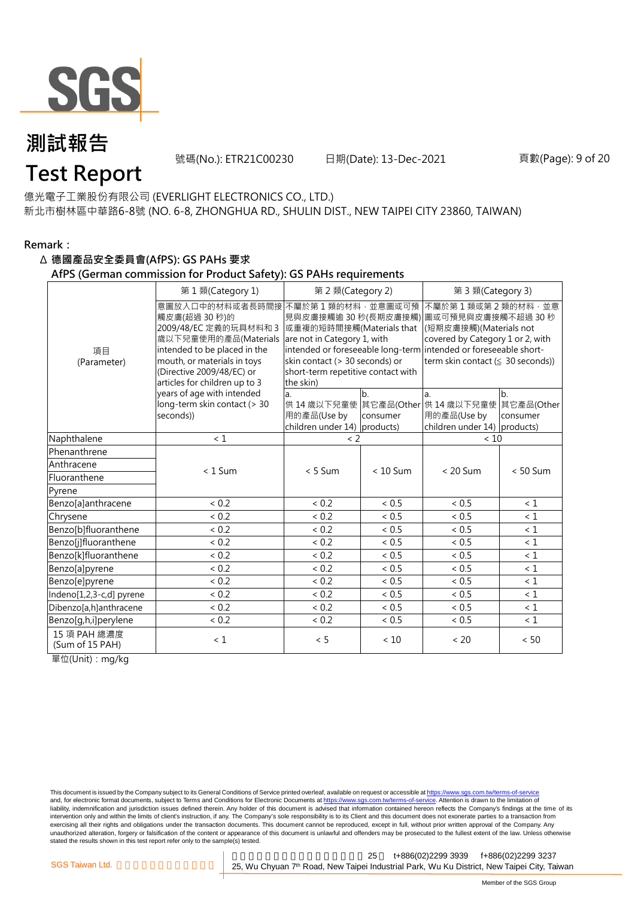# 測試報告

# Test Report

號碼(No.): ETR21C00230 日期(Date): 13-Dec-2021

億光電子工業股份有限公司 (EVERLIGHT ELECTRONICS CO., LTD.)
新北市樹林區中華路6-8號 (NO. 6-8, ZHONGHUA RD., SHULIN DIST., NEW TAIPEI CITY 23860, TAIWAN)

**Remark：**

**Δ 德國產品安全委員會(AfPS): GS PAHs 要求**

**AfPS (German commission for Product Safety): GS PAHs requirements**

| 項目 (Parameter) | 第 1 類(Category 1) | 第 2 類(Category 2) | | 第 3 類(Category 3) | |
|---|---|---|---|---|---|
| | 意圖放入口中的材料或者長時間接觸皮膚(超過 30 秒)的 2009/48/EC 定義的玩具材料和 3 歲以下兒童使用的產品(Materials intended to be placed in the mouth, or materials in toys (Directive 2009/48/EC) or articles for children up to 3 years of age with intended long-term skin contact (> 30 seconds)) | 不屬於第 1 類的材料，並意圖或可預見與皮膚接觸逾 30 秒(長期皮膚接觸)或重複的短時間接觸(Materials that are not in Category 1, with intended or foreseeable long-term skin contact (> 30 seconds) or short-term repetitive contact with the skin) | | 不屬於第 1 類或第 2 類的材料，並意圖或可預見與皮膚接觸不超過 30 秒(短期皮膚接觸)(Materials not covered by Category 1 or 2, with intended or foreseeable short-term skin contact (≦ 30 seconds)) | |
| | | a. 供 14 歲以下兒童使用的產品(Use by children under 14) | b. 其它產品(Other consumer products) | a. 供 14 歲以下兒童使用的產品(Use by children under 14) | b. 其它產品(Other consumer products) |
| Naphthalene | < 1 | < 2 | | < 10 | |
| Phenanthrene | < 1 Sum | < 5 Sum | < 10 Sum | < 20 Sum | < 50 Sum |
| Anthracene | | | | | |
| Fluoranthene | | | | | |
| Pyrene | | | | | |
| Benzo[a]anthracene | < 0.2 | < 0.2 | < 0.5 | < 0.5 | < 1 |
| Chrysene | < 0.2 | < 0.2 | < 0.5 | < 0.5 | < 1 |
| Benzo[b]fluoranthene | < 0.2 | < 0.2 | < 0.5 | < 0.5 | < 1 |
| Benzo[j]fluoranthene | < 0.2 | < 0.2 | < 0.5 | < 0.5 | < 1 |
| Benzo[k]fluoranthene | < 0.2 | < 0.2 | < 0.5 | < 0.5 | < 1 |
| Benzo[a]pyrene | < 0.2 | < 0.2 | < 0.5 | < 0.5 | < 1 |
| Benzo[e]pyrene | < 0.2 | < 0.2 | < 0.5 | < 0.5 | < 1 |
| Indeno[1,2,3-c,d] pyrene | < 0.2 | < 0.2 | < 0.5 | < 0.5 | < 1 |
| Dibenzo[a,h]anthracene | < 0.2 | < 0.2 | < 0.5 | < 0.5 | < 1 |
| Benzo[g,h,i]perylene | < 0.2 | < 0.2 | < 0.5 | < 0.5 | < 1 |
| 15 項 PAH 總濃度 (Sum of 15 PAH) | < 1 | < 5 | < 10 | < 20 | < 50 |

單位(Unit)：mg/kg

This document is issued by the Company subject to its General Conditions of Service printed overleaf, available on request or accessible at https://www.sgs.com.tw/terms-of-service and, for electronic format documents, subject to Terms and Conditions for Electronic Documents at https://www.sgs.com.tw/terms-of-service. Attention is drawn to the limitation of liability, indemnification and jurisdiction issues defined therein. Any holder of this document is advised that information contained hereon reflects the Company's findings at the time of its intervention only and within the limits of client's instruction, if any. The Company's sole responsibility is to its Client and this document does not exonerate parties to a transaction from exercising all their rights and obligations under the transaction documents. This document cannot be reproduced, except in full, without prior written approval of the Company. Any unauthorized alteration, forgery or falsification of the content or appearance of this document is unlawful and offenders may be prosecuted to the fullest extent of the law. Unless otherwise stated the results shown in this test report refer only to the sample(s) tested.

SGS Taiwan Ltd. 25 t+886(02)2299 3939 f+886(02)2299 3237
25, Wu Chyuan 7th Road, New Taipei Industrial Park, Wu Ku District, New Taipei City, Taiwan

Member of the SGS Group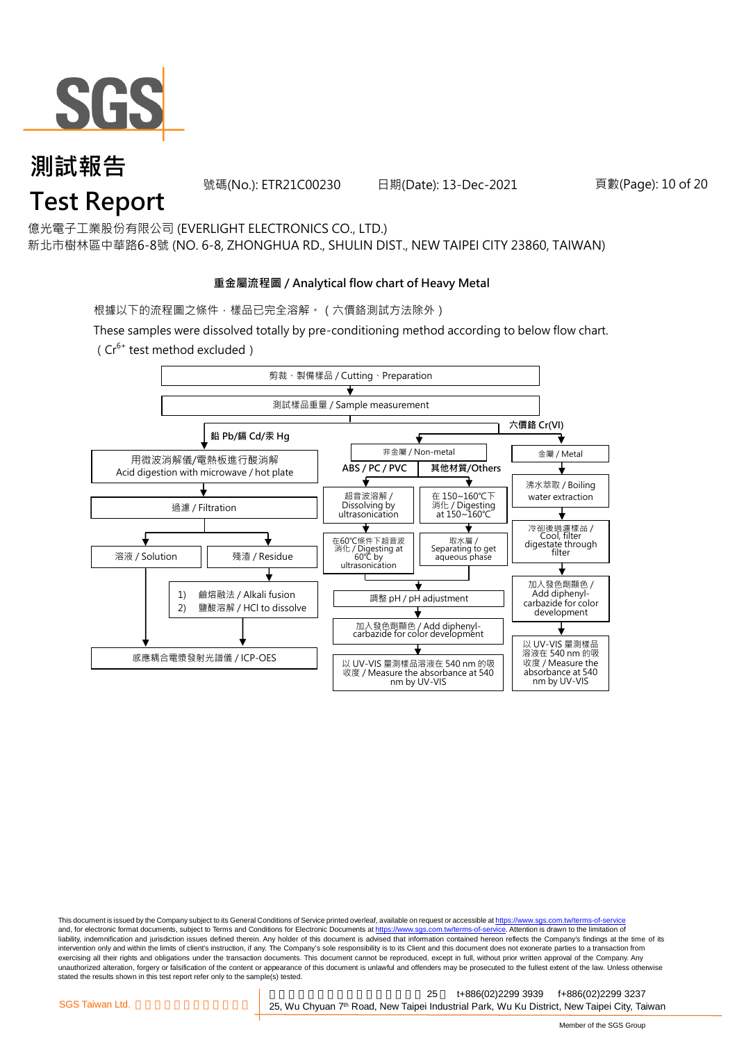# 測試報告
# Test Report

號碼(No.): ETR21C00230　　日期(Date): 13-Dec-2021

億光電子工業股份有限公司 (EVERLIGHT ELECTRONICS CO., LTD.)
新北市樹林區中華路6-8號 (NO. 6-8, ZHONGHUA RD., SHULIN DIST., NEW TAIPEI CITY 23860, TAIWAN)

## 重金屬流程圖 / Analytical flow chart of Heavy Metal

根據以下的流程圖之條件，樣品已完全溶解。（六價鉻測試方法除外）

These samples were dissolved totally by pre-conditioning method according to below flow chart.
（$Cr^{6+}$ test method excluded）

剪裁、製備樣品 / Cutting、Preparation
→ 測試樣品重量 / Sample measurement

**鉛 Pb/鎘 Cd/汞 Hg**
- 用微波消解儀/電熱板進行酸消解 / Acid digestion with microwave / hot plate
- → 過濾 / Filtration
- → 溶液 / Solution → 感應耦合電漿發射光譜儀 / ICP-OES
- → 殘渣 / Residue → 1) 鹼熔融法 / Alkali fusion 2) 鹽酸溶解 / HCl to dissolve → 感應耦合電漿發射光譜儀 / ICP-OES

**六價鉻 Cr(VI)**
- 非金屬 / Non-metal
  - ABS / PC / PVC: 超音波溶解 / Dissolving by ultrasonication → 在60℃條件下超音波消化 / Digesting at 60℃ by ultrasonication
  - 其他材質/Others: 在 150~160℃下消化 / Digesting at 150~160℃ → 取水層 / Separating to get aqueous phase
  - → 調整 pH / pH adjustment → 加入發色劑顯色 / Add diphenyl-carbazide for color development → 以 UV-VIS 量測樣品溶液在 540 nm 的吸收度 / Measure the absorbance at 540 nm by UV-VIS
- 金屬 / Metal
  - 沸水萃取 / Boiling water extraction → 冷卻後過濾樣品 / Cool, filter digestate through filter → 加入發色劑顯色 / Add diphenyl-carbazide for color development → 以 UV-VIS 量測樣品溶液在 540 nm 的吸收度 / Measure the absorbance at 540 nm by UV-VIS

This document is issued by the Company subject to its General Conditions of Service printed overleaf, available on request or accessible at https://www.sgs.com.tw/terms-of-service and, for electronic format documents, subject to Terms and Conditions for Electronic Documents at https://www.sgs.com.tw/terms-of-service. Attention is drawn to the limitation of liability, indemnification and jurisdiction issues defined therein. Any holder of this document is advised that information contained hereon reflects the Company's findings at the time of its intervention only and within the limits of client's instruction, if any. The Company's sole responsibility is to its Client and this document does not exonerate parties to a transaction from exercising all their rights and obligations under the transaction documents. This document cannot be reproduced, except in full, without prior written approval of the Company. Any unauthorized alteration, forgery or falsification of the content or appearance of this document is unlawful and offenders may be prosecuted to the fullest extent of the law. Unless otherwise stated the results shown in this test report refer only to the sample(s) tested.

SGS Taiwan Ltd. | 25, Wu Chyuan 7th Road, New Taipei Industrial Park, Wu Ku District, New Taipei City, Taiwan | t+886(02)2299 3939 f+886(02)2299 3237

Member of the SGS Group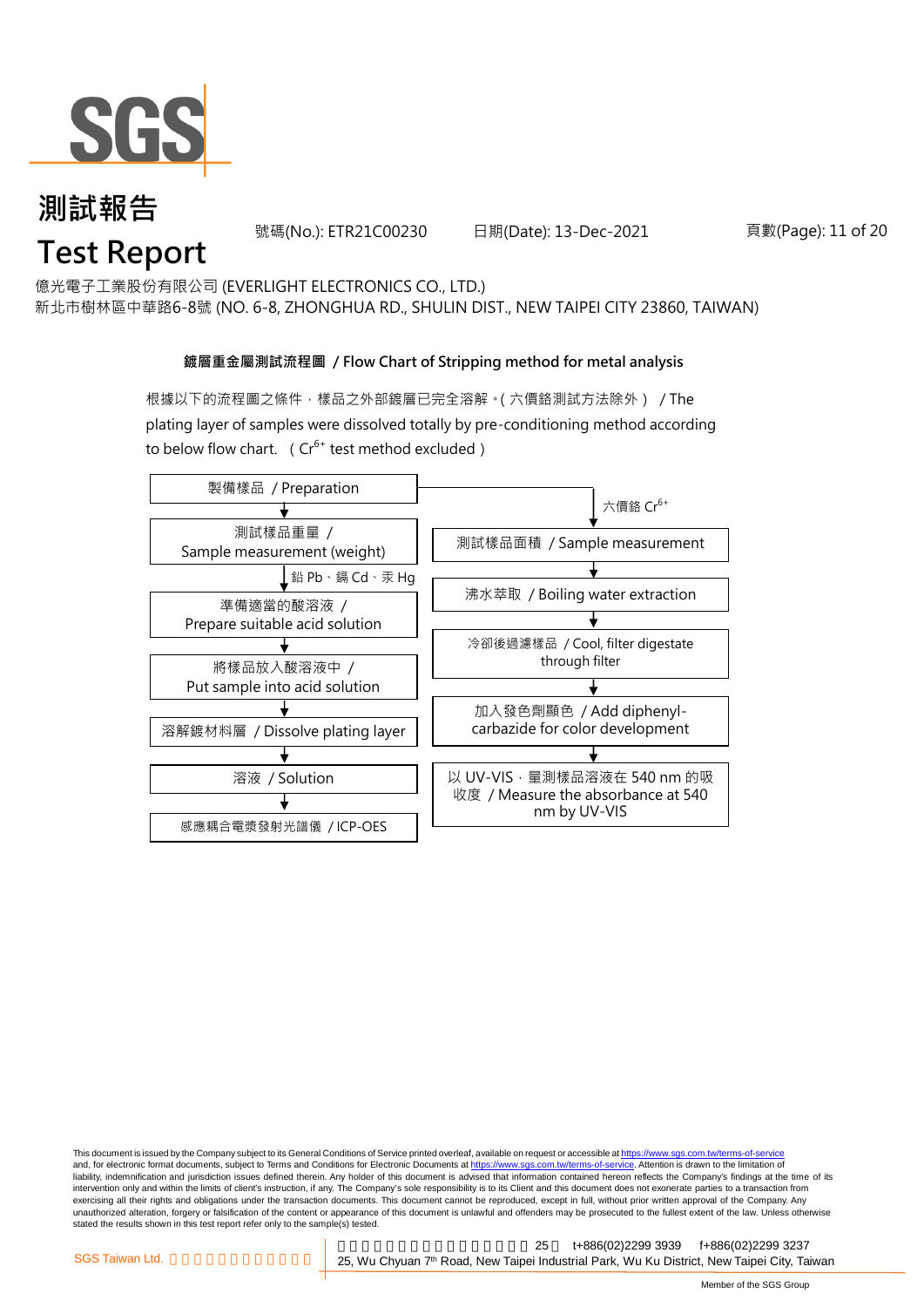## 鍍層重金屬測試流程圖 / Flow Chart of Stripping method for metal analysis

根據以下的流程圖之條件，樣品之外部鍍層已完全溶解。( 六價鉻測試方法除外 ) / The plating layer of samples were dissolved totally by pre-conditioning method according to below flow chart. ( $Cr^{6+}$ test method excluded )

製備樣品 / Preparation

**鉛 Pb、鎘 Cd、汞 Hg:**

1. 測試樣品重量 / Sample measurement (weight)
2. 準備適當的酸溶液 / Prepare suitable acid solution
3. 將樣品放入酸溶液中 / Put sample into acid solution
4. 溶解鍍材料層 / Dissolve plating layer
5. 溶液 / Solution
6. 感應耦合電漿發射光譜儀 / ICP-OES

**六價鉻 $Cr^{6+}$:**

1. 測試樣品面積 / Sample measurement
2. 沸水萃取 / Boiling water extraction
3. 冷卻後過濾樣品 / Cool, filter digestate through filter
4. 加入發色劑顯色 / Add diphenyl-carbazide for color development
5. 以 UV-VIS，量測樣品溶液在 540 nm 的吸收度 / Measure the absorbance at 540 nm by UV-VIS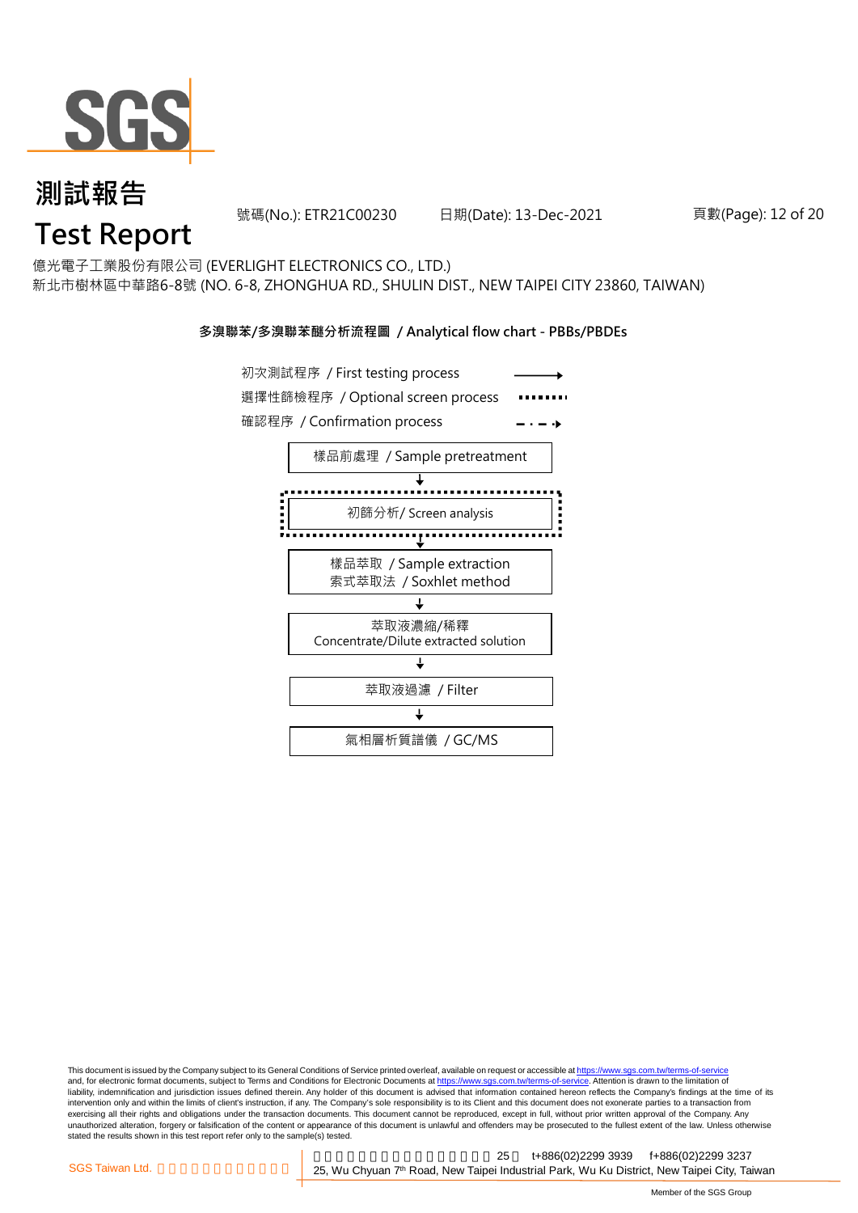# 測試報告

# Test Report

號碼(No.): ETR21C00230　　日期(Date): 13-Dec-2021

億光電子工業股份有限公司 (EVERLIGHT ELECTRONICS CO., LTD.)
新北市樹林區中華路6-8號 (NO. 6-8, ZHONGHUA RD., SHULIN DIST., NEW TAIPEI CITY 23860, TAIWAN)

## 多溴聯苯/多溴聯苯醚分析流程圖 / Analytical flow chart - PBBs/PBDEs

- 初次測試程序 / First testing process ——→
- 選擇性篩檢程序 / Optional screen process ········
- 確認程序 / Confirmation process - · - ·→

1. 樣品前處理 / Sample pretreatment
   ↓
2. 初篩分析/ Screen analysis (optional)
   ↓
3. 樣品萃取 / Sample extraction
   索式萃取法 / Soxhlet method
   ↓
4. 萃取液濃縮/稀釋
   Concentrate/Dilute extracted solution
   ↓
5. 萃取液過濾 / Filter
   ↓
6. 氣相層析質譜儀 / GC/MS

This document is issued by the Company subject to its General Conditions of Service printed overleaf, available on request or accessible at https://www.sgs.com.tw/terms-of-service and, for electronic format documents, subject to Terms and Conditions for Electronic Documents at https://www.sgs.com.tw/terms-of-service. Attention is drawn to the limitation of liability, indemnification and jurisdiction issues defined therein. Any holder of this document is advised that information contained hereon reflects the Company's findings at the time of its intervention only and within the limits of client's instruction, if any. The Company's sole responsibility is to its Client and this document does not exonerate parties to a transaction from exercising all their rights and obligations under the transaction documents. This document cannot be reproduced, except in full, without prior written approval of the Company. Any unauthorized alteration, forgery or falsification of the content or appearance of this document is unlawful and offenders may be prosecuted to the fullest extent of the law. Unless otherwise stated the results shown in this test report refer only to the sample(s) tested.

SGS Taiwan Ltd. 25, Wu Chyuan 7th Road, New Taipei Industrial Park, Wu Ku District, New Taipei City, Taiwan t+886(02)2299 3939 f+886(02)2299 3237

Member of the SGS Group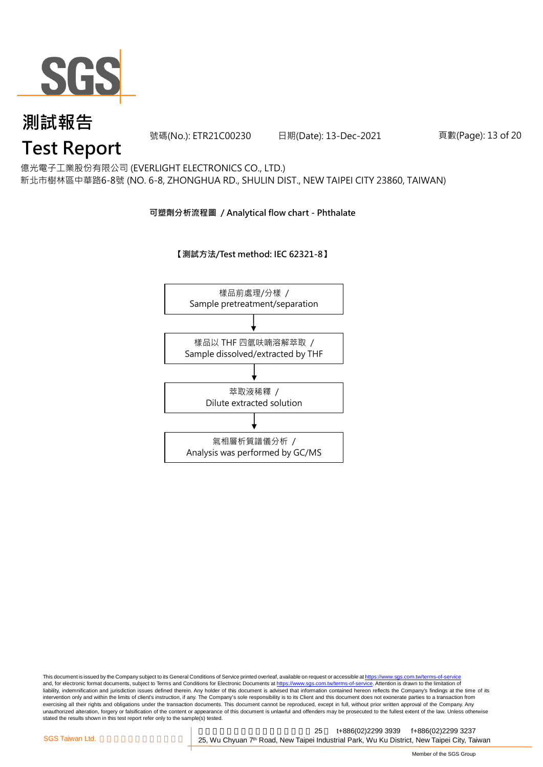億光電子工業股份有限公司 (EVERLIGHT ELECTRONICS CO., LTD.)
新北市樹林區中華路6-8號 (NO. 6-8, ZHONGHUA RD., SHULIN DIST., NEW TAIPEI CITY 23860, TAIWAN)

## 可塑劑分析流程圖 / Analytical flow chart - Phthalate

**【測試方法/Test method: IEC 62321-8】**

樣品前處理/分樣 /
Sample pretreatment/separation

↓

樣品以 THF 四氫呋喃溶解萃取 /
Sample dissolved/extracted by THF

↓

萃取液稀釋 /
Dilute extracted solution

↓

氣相層析質譜儀分析 /
Analysis was performed by GC/MS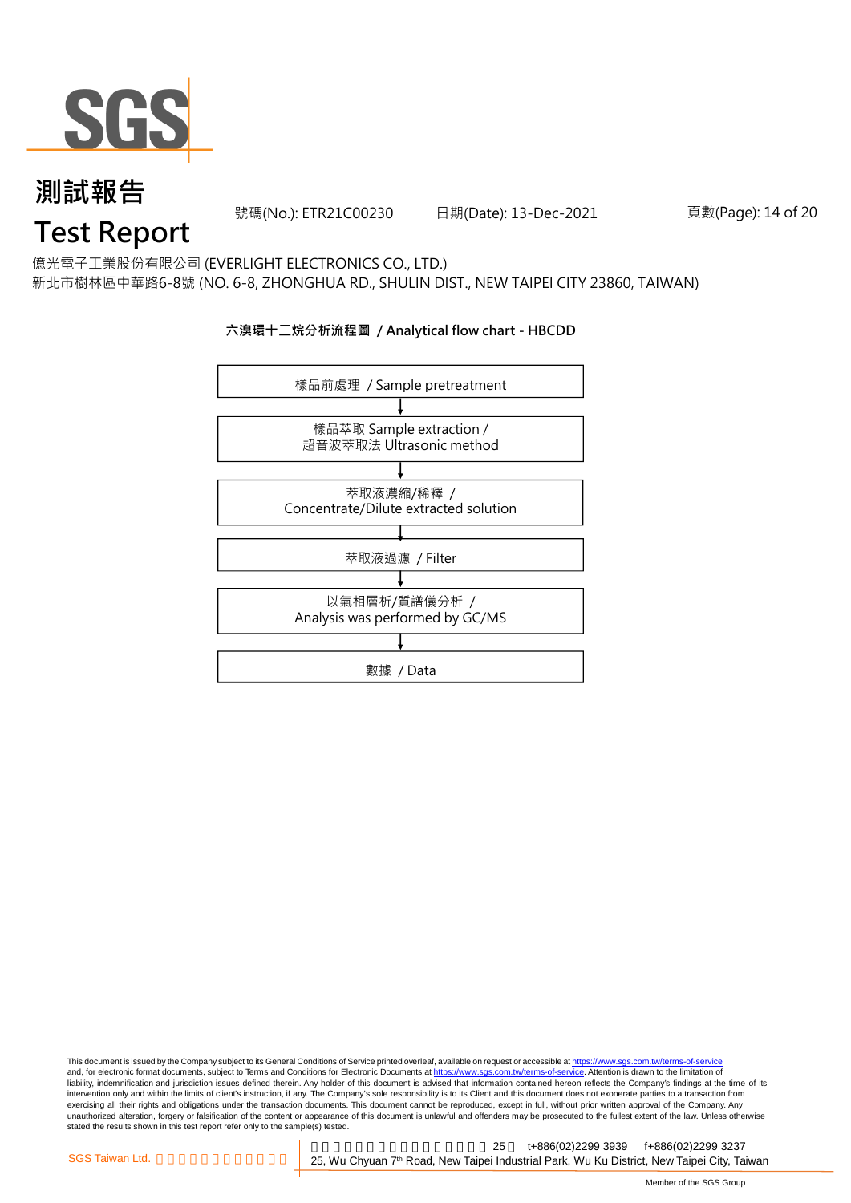# 測試報告

# Test Report

號碼(No.): ETR21C00230　　日期(Date): 13-Dec-2021

億光電子工業股份有限公司 (EVERLIGHT ELECTRONICS CO., LTD.)
新北市樹林區中華路6-8號 (NO. 6-8, ZHONGHUA RD., SHULIN DIST., NEW TAIPEI CITY 23860, TAIWAN)

**六溴環十二烷分析流程圖 / Analytical flow chart - HBCDD**

樣品前處理 / Sample pretreatment

↓

樣品萃取 Sample extraction /
超音波萃取法 Ultrasonic method

↓

萃取液濃縮/稀釋 /
Concentrate/Dilute extracted solution

↓

萃取液過濾 / Filter

↓

以氣相層析/質譜儀分析 /
Analysis was performed by GC/MS

↓

數據 / Data

This document is issued by the Company subject to its General Conditions of Service printed overleaf, available on request or accessible at https://www.sgs.com.tw/terms-of-service and, for electronic format documents, subject to Terms and Conditions for Electronic Documents at https://www.sgs.com.tw/terms-of-service. Attention is drawn to the limitation of liability, indemnification and jurisdiction issues defined therein. Any holder of this document is advised that information contained hereon reflects the Company's findings at the time of its intervention only and within the limits of client's instruction, if any. The Company's sole responsibility is to its Client and this document does not exonerate parties to a transaction from exercising all their rights and obligations under the transaction documents. This document cannot be reproduced, except in full, without prior written approval of the Company. Any unauthorized alteration, forgery or falsification of the content or appearance of this document is unlawful and offenders may be prosecuted to the fullest extent of the law. Unless otherwise stated the results shown in this test report refer only to the sample(s) tested.

SGS Taiwan Ltd. 25, Wu Chyuan 7th Road, New Taipei Industrial Park, Wu Ku District, New Taipei City, Taiwan t+886(02)2299 3939 f+886(02)2299 3237

Member of the SGS Group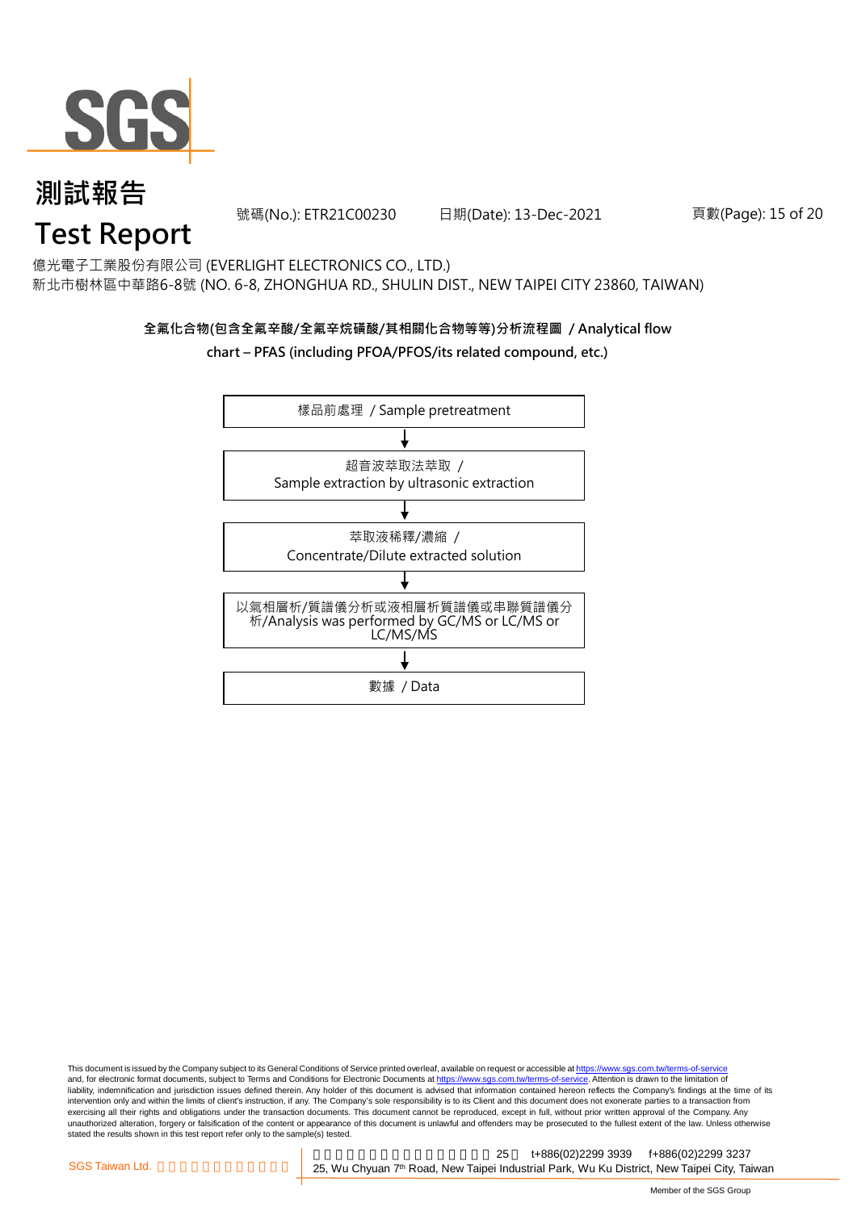# 測試報告
# Test Report

號碼(No.): ETR21C00230 日期(Date): 13-Dec-2021

億光電子工業股份有限公司 (EVERLIGHT ELECTRONICS CO., LTD.)

新北市樹林區中華路6-8號 (NO. 6-8, ZHONGHUA RD., SHULIN DIST., NEW TAIPEI CITY 23860, TAIWAN)

**全氟化合物(包含全氟辛酸/全氟辛烷磺酸/其相關化合物等等)分析流程圖 / Analytical flow chart – PFAS (including PFOA/PFOS/its related compound, etc.)**

樣品前處理 / Sample pretreatment

↓

超音波萃取法萃取 / Sample extraction by ultrasonic extraction

↓

萃取液稀釋/濃縮 / Concentrate/Dilute extracted solution

↓

以氣相層析/質譜儀分析或液相層析質譜儀或串聯質譜儀分析/Analysis was performed by GC/MS or LC/MS or LC/MS/MS

↓

數據 / Data

This document is issued by the Company subject to its General Conditions of Service printed overleaf, available on request or accessible at https://www.sgs.com.tw/terms-of-service and, for electronic format documents, subject to Terms and Conditions for Electronic Documents at https://www.sgs.com.tw/terms-of-service. Attention is drawn to the limitation of liability, indemnification and jurisdiction issues defined therein. Any holder of this document is advised that information contained hereon reflects the Company's findings at the time of its intervention only and within the limits of client's instruction, if any. The Company's sole responsibility is to its Client and this document does not exonerate parties to a transaction from exercising all their rights and obligations under the transaction documents. This document cannot be reproduced, except in full, without prior written approval of the Company. Any unauthorized alteration, forgery or falsification of the content or appearance of this document is unlawful and offenders may be prosecuted to the fullest extent of the law. Unless otherwise stated the results shown in this test report refer only to the sample(s) tested.

SGS Taiwan Ltd. 25, Wu Chyuan 7th Road, New Taipei Industrial Park, Wu Ku District, New Taipei City, Taiwan t+886(02)2299 3939 f+886(02)2299 3237

Member of the SGS Group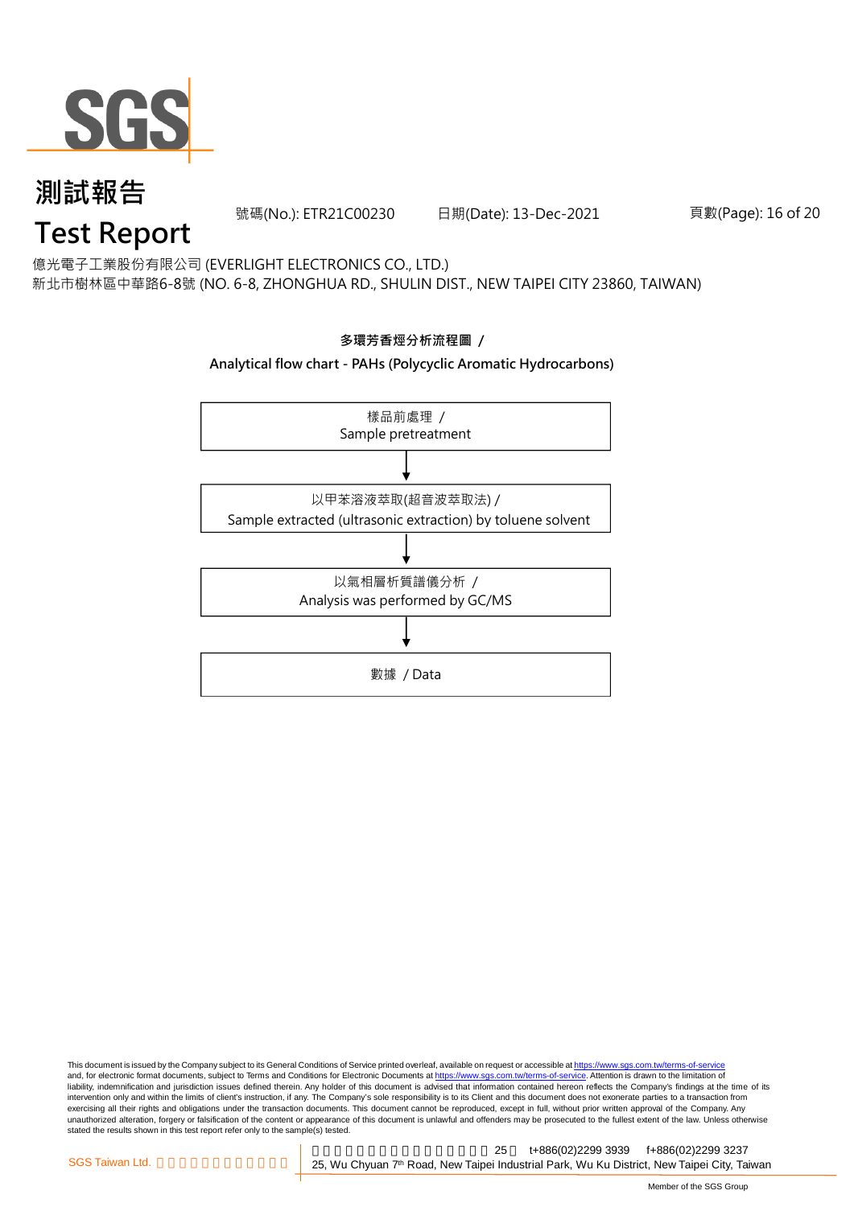# 測試報告
# Test Report

號碼(No.): ETR21C00230　　日期(Date): 13-Dec-2021

億光電子工業股份有限公司 (EVERLIGHT ELECTRONICS CO., LTD.)
新北市樹林區中華路6-8號 (NO. 6-8, ZHONGHUA RD., SHULIN DIST., NEW TAIPEI CITY 23860, TAIWAN)

**多環芳香烴分析流程圖 /**

**Analytical flow chart - PAHs (Polycyclic Aromatic Hydrocarbons)**

樣品前處理 /
Sample pretreatment

↓

以甲苯溶液萃取(超音波萃取法) /
Sample extracted (ultrasonic extraction) by toluene solvent

↓

以氣相層析質譜儀分析 /
Analysis was performed by GC/MS

↓

數據 / Data

This document is issued by the Company subject to its General Conditions of Service printed overleaf, available on request or accessible at https://www.sgs.com.tw/terms-of-service and, for electronic format documents, subject to Terms and Conditions for Electronic Documents at https://www.sgs.com.tw/terms-of-service. Attention is drawn to the limitation of liability, indemnification and jurisdiction issues defined therein. Any holder of this document is advised that information contained hereon reflects the Company's findings at the time of its intervention only and within the limits of client's instruction, if any. The Company's sole responsibility is to its Client and this document does not exonerate parties to a transaction from exercising all their rights and obligations under the transaction documents. This document cannot be reproduced, except in full, without prior written approval of the Company. Any unauthorized alteration, forgery or falsification of the content or appearance of this document is unlawful and offenders may be prosecuted to the fullest extent of the law. Unless otherwise stated the results shown in this test report refer only to the sample(s) tested.

SGS Taiwan Ltd.　25　t+886(02)2299 3939　f+886(02)2299 3237
25, Wu Chyuan 7th Road, New Taipei Industrial Park, Wu Ku District, New Taipei City, Taiwan

Member of the SGS Group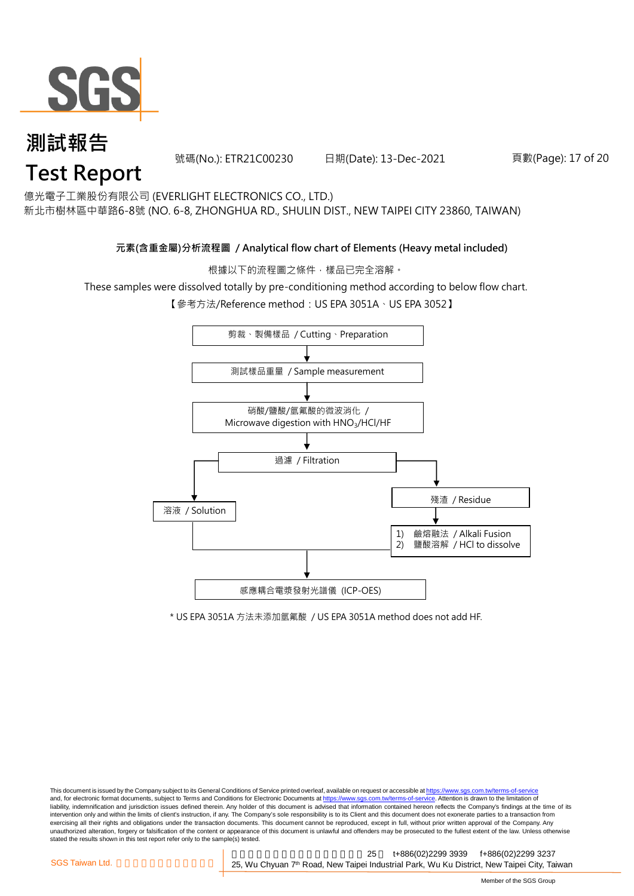# 測試報告

# Test Report

號碼(No.): ETR21C00230 日期(Date): 13-Dec-2021

億光電子工業股份有限公司 (EVERLIGHT ELECTRONICS CO., LTD.)
新北市樹林區中華路6-8號 (NO. 6-8, ZHONGHUA RD., SHULIN DIST., NEW TAIPEI CITY 23860, TAIWAN)

**元素(含重金屬)分析流程圖 / Analytical flow chart of Elements (Heavy metal included)**

根據以下的流程圖之條件，樣品已完全溶解。

These samples were dissolved totally by pre-conditioning method according to below flow chart.

【參考方法/Reference method：US EPA 3051A、US EPA 3052】

剪裁、製備樣品 / Cutting、Preparation

↓

測試樣品重量 / Sample measurement

↓

硝酸/鹽酸/氫氟酸的微波消化 / Microwave digestion with $HNO_3$/HCl/HF

↓

過濾 / Filtration

- → 溶液 / Solution
- → 殘渣 / Residue
  - ↓
  - 1) 鹼熔融法 / Alkali Fusion
  - 2) 鹽酸溶解 / HCl to dissolve

↓

感應耦合電漿發射光譜儀 (ICP-OES)

\* US EPA 3051A 方法未添加氫氟酸 / US EPA 3051A method does not add HF.

This document is issued by the Company subject to its General Conditions of Service printed overleaf, available on request or accessible at https://www.sgs.com.tw/terms-of-service and, for electronic format documents, subject to Terms and Conditions for Electronic Documents at https://www.sgs.com.tw/terms-of-service. Attention is drawn to the limitation of liability, indemnification and jurisdiction issues defined therein. Any holder of this document is advised that information contained hereon reflects the Company's findings at the time of its intervention only and within the limits of client's instruction, if any. The Company's sole responsibility is to its Client and this document does not exonerate parties to a transaction from exercising all their rights and obligations under the transaction documents. This document cannot be reproduced, except in full, without prior written approval of the Company. Any unauthorized alteration, forgery or falsification of the content or appearance of this document is unlawful and offenders may be prosecuted to the fullest extent of the law. Unless otherwise stated the results shown in this test report refer only to the sample(s) tested.

SGS Taiwan Ltd. 25, Wu Chyuan 7th Road, New Taipei Industrial Park, Wu Ku District, New Taipei City, Taiwan t+886(02)2299 3939 f+886(02)2299 3237

Member of the SGS Group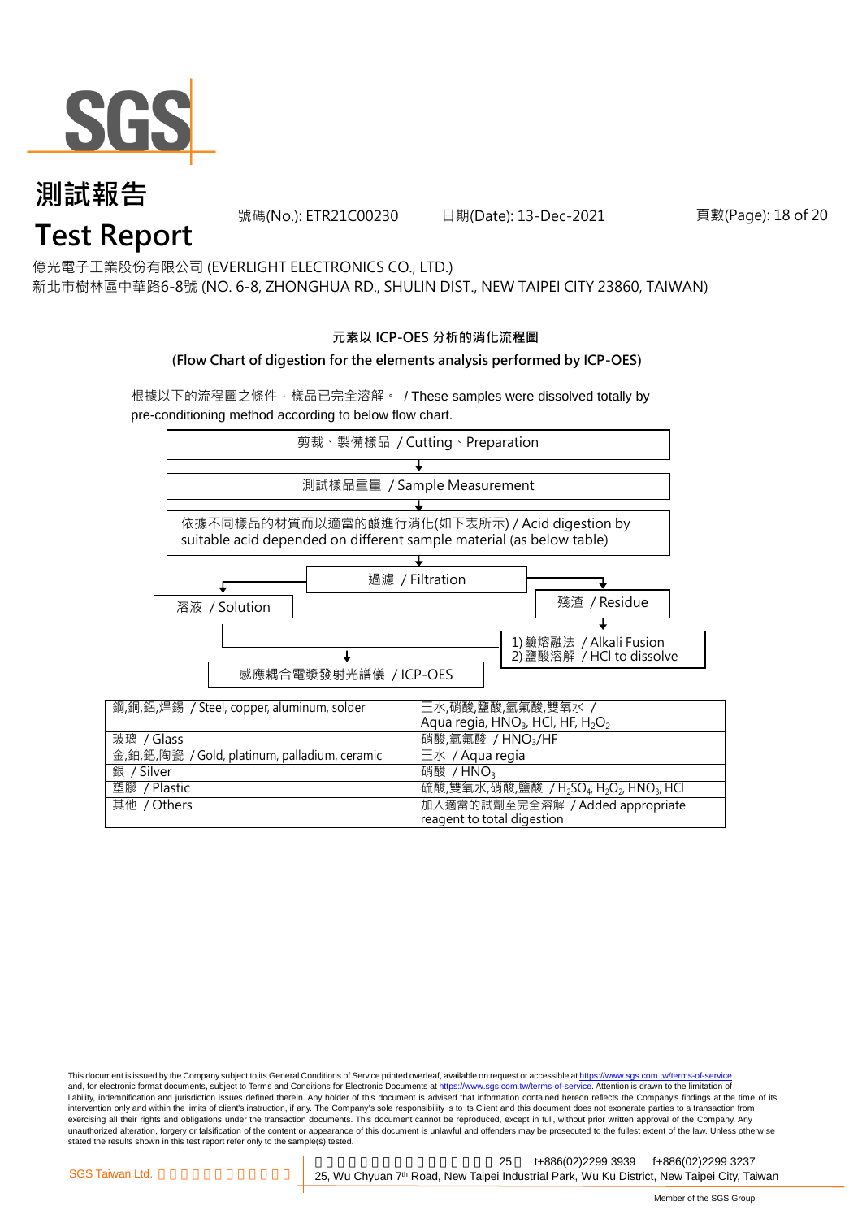# 測試報告
# Test Report

號碼(No.): ETR21C00230　　日期(Date): 13-Dec-2021

億光電子工業股份有限公司 (EVERLIGHT ELECTRONICS CO., LTD.)
新北市樹林區中華路6-8號 (NO. 6-8, ZHONGHUA RD., SHULIN DIST., NEW TAIPEI CITY 23860, TAIWAN)

**元素以 ICP-OES 分析的消化流程圖**

**(Flow Chart of digestion for the elements analysis performed by ICP-OES)**

根據以下的流程圖之條件，樣品已完全溶解。 / These samples were dissolved totally by pre-conditioning method according to below flow chart.

剪裁、製備樣品 / Cutting、Preparation

↓

測試樣品重量 / Sample Measurement

↓

依據不同樣品的材質而以適當的酸進行消化(如下表所示) / Acid digestion by suitable acid depended on different sample material (as below table)

↓

過濾 / Filtration

- → 溶液 / Solution → 感應耦合電漿發射光譜儀 / ICP-OES
- → 殘渣 / Residue → 1) 鹼熔融法 / Alkali Fusion 2) 鹽酸溶解 / HCl to dissolve → 感應耦合電漿發射光譜儀 / ICP-OES

| 材質 / Material | 酸 / Acid |
|---|---|
| 鋼,銅,鋁,焊錫 / Steel, copper, aluminum, solder | 王水,硝酸,鹽酸,氫氟酸,雙氧水 / Aqua regia, $HNO_3$, HCl, HF, $H_2O_2$ |
| 玻璃 / Glass | 硝酸,氫氟酸 / $HNO_3$/HF |
| 金,鉑,鈀,陶瓷 / Gold, platinum, palladium, ceramic | 王水 / Aqua regia |
| 銀 / Silver | 硝酸 / $HNO_3$ |
| 塑膠 / Plastic | 硫酸,雙氧水,硝酸,鹽酸 / $H_2SO_4$, $H_2O_2$, $HNO_3$, HCl |
| 其他 / Others | 加入適當的試劑至完全溶解 / Added appropriate reagent to total digestion |

This document is issued by the Company subject to its General Conditions of Service printed overleaf, available on request or accessible at https://www.sgs.com.tw/terms-of-service and, for electronic format documents, subject to Terms and Conditions for Electronic Documents at https://www.sgs.com.tw/terms-of-service. Attention is drawn to the limitation of liability, indemnification and jurisdiction issues defined therein. Any holder of this document is advised that information contained hereon reflects the Company's findings at the time of its intervention only and within the limits of client's instruction, if any. The Company's sole responsibility is to its Client and this document does not exonerate parties to a transaction from exercising all their rights and obligations under the transaction documents. This document cannot be reproduced, except in full, without prior written approval of the Company. Any unauthorized alteration, forgery or falsification of the content or appearance of this document is unlawful and offenders may be prosecuted to the fullest extent of the law. Unless otherwise stated the results shown in this test report refer only to the sample(s) tested.

SGS Taiwan Ltd. | 25, Wu Chyuan 7th Road, New Taipei Industrial Park, Wu Ku District, New Taipei City, Taiwan | t+886(02)2299 3939 | f+886(02)2299 3237

Member of the SGS Group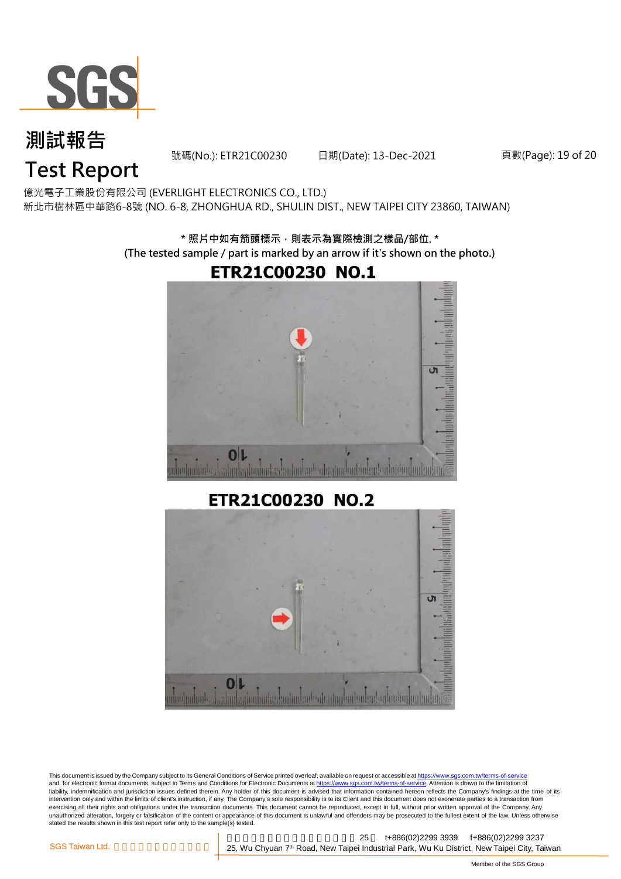# 測試報告

# Test Report

號碼(No.): ETR21C00230 日期(Date): 13-Dec-2021

億光電子工業股份有限公司 (EVERLIGHT ELECTRONICS CO., LTD.)
新北市樹林區中華路6-8號 (NO. 6-8, ZHONGHUA RD., SHULIN DIST., NEW TAIPEI CITY 23860, TAIWAN)

**\* 照片中如有箭頭標示，則表示為實際檢測之樣品/部位. \***
**(The tested sample / part is marked by an arrow if it's shown on the photo.)**

**ETR21C00230 NO.1**

**ETR21C00230 NO.2**

This document is issued by the Company subject to its General Conditions of Service printed overleaf, available on request or accessible at https://www.sgs.com.tw/terms-of-service and, for electronic format documents, subject to Terms and Conditions for Electronic Documents at https://www.sgs.com.tw/terms-of-service. Attention is drawn to the limitation of liability, indemnification and jurisdiction issues defined therein. Any holder of this document is advised that information contained hereon reflects the Company's findings at the time of its intervention only and within the limits of client's instruction, if any. The Company's sole responsibility is to its Client and this document does not exonerate parties to a transaction from exercising all their rights and obligations under the transaction documents. This document cannot be reproduced, except in full, without prior written approval of the Company. Any unauthorized alteration, forgery or falsification of the content or appearance of this document is unlawful and offenders may be prosecuted to the fullest extent of the law. Unless otherwise stated the results shown in this test report refer only to the sample(s) tested.

SGS Taiwan Ltd. 25 t+886(02)2299 3939 f+886(02)2299 3237
25, Wu Chyuan 7th Road, New Taipei Industrial Park, Wu Ku District, New Taipei City, Taiwan

Member of the SGS Group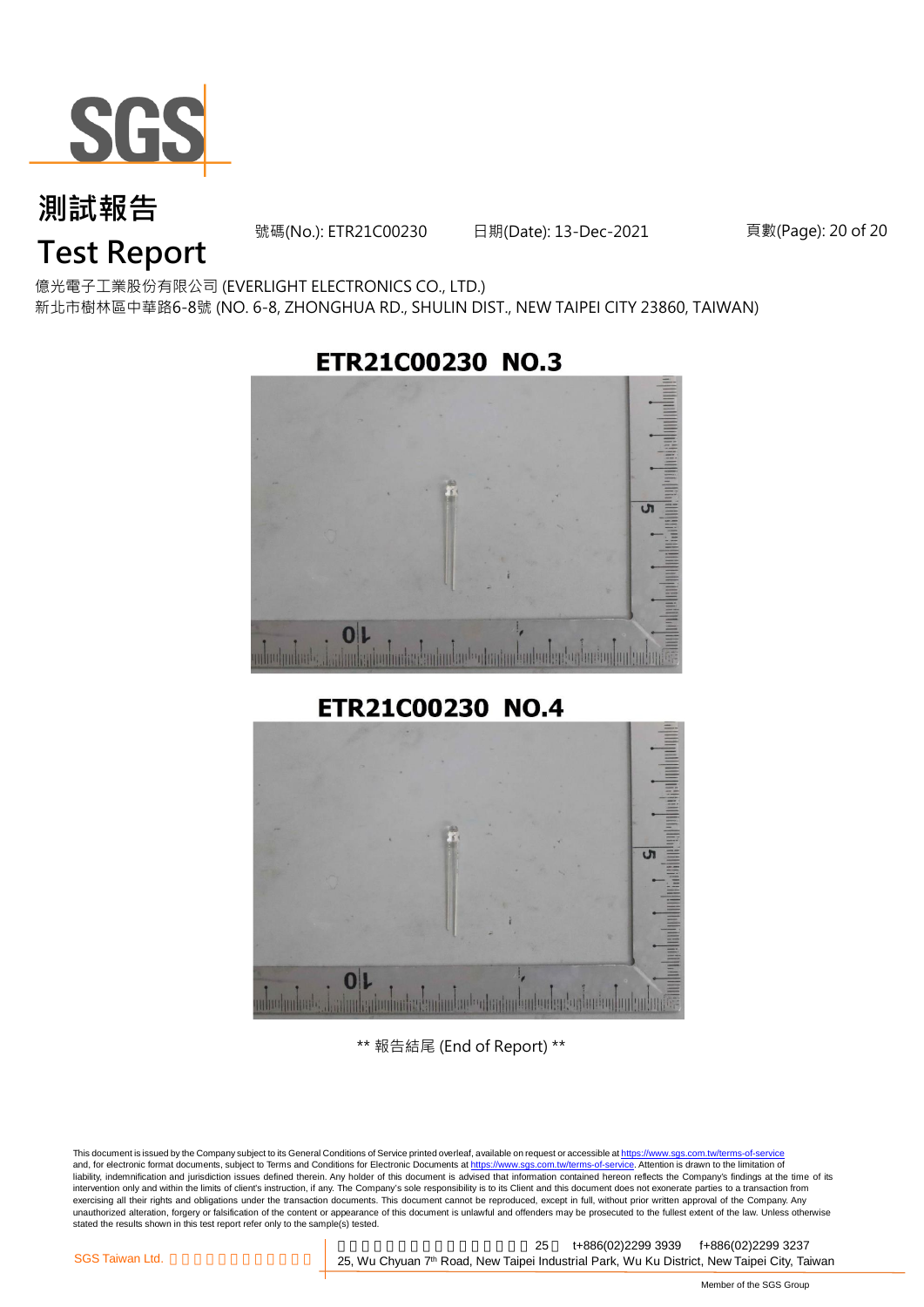# 測試報告

# Test Report

號碼(No.): ETR21C00230　　日期(Date): 13-Dec-2021

億光電子工業股份有限公司 (EVERLIGHT ELECTRONICS CO., LTD.)
新北市樹林區中華路6-8號 (NO. 6-8, ZHONGHUA RD., SHULIN DIST., NEW TAIPEI CITY 23860, TAIWAN)

**ETR21C00230 NO.3**

**ETR21C00230 NO.4**

** 報告結尾 (End of Report) **

This document is issued by the Company subject to its General Conditions of Service printed overleaf, available on request or accessible at https://www.sgs.com.tw/terms-of-service and, for electronic format documents, subject to Terms and Conditions for Electronic Documents at https://www.sgs.com.tw/terms-of-service. Attention is drawn to the limitation of liability, indemnification and jurisdiction issues defined therein. Any holder of this document is advised that information contained hereon reflects the Company's findings at the time of its intervention only and within the limits of client's instruction, if any. The Company's sole responsibility is to its Client and this document does not exonerate parties to a transaction from exercising all their rights and obligations under the transaction documents. This document cannot be reproduced, except in full, without prior written approval of the Company. Any unauthorized alteration, forgery or falsification of the content or appearance of this document is unlawful and offenders may be prosecuted to the fullest extent of the law. Unless otherwise stated the results shown in this test report refer only to the sample(s) tested.

SGS Taiwan Ltd.　25　t+886(02)2299 3939　f+886(02)2299 3237
25, Wu Chyuan 7th Road, New Taipei Industrial Park, Wu Ku District, New Taipei City, Taiwan

Member of the SGS Group